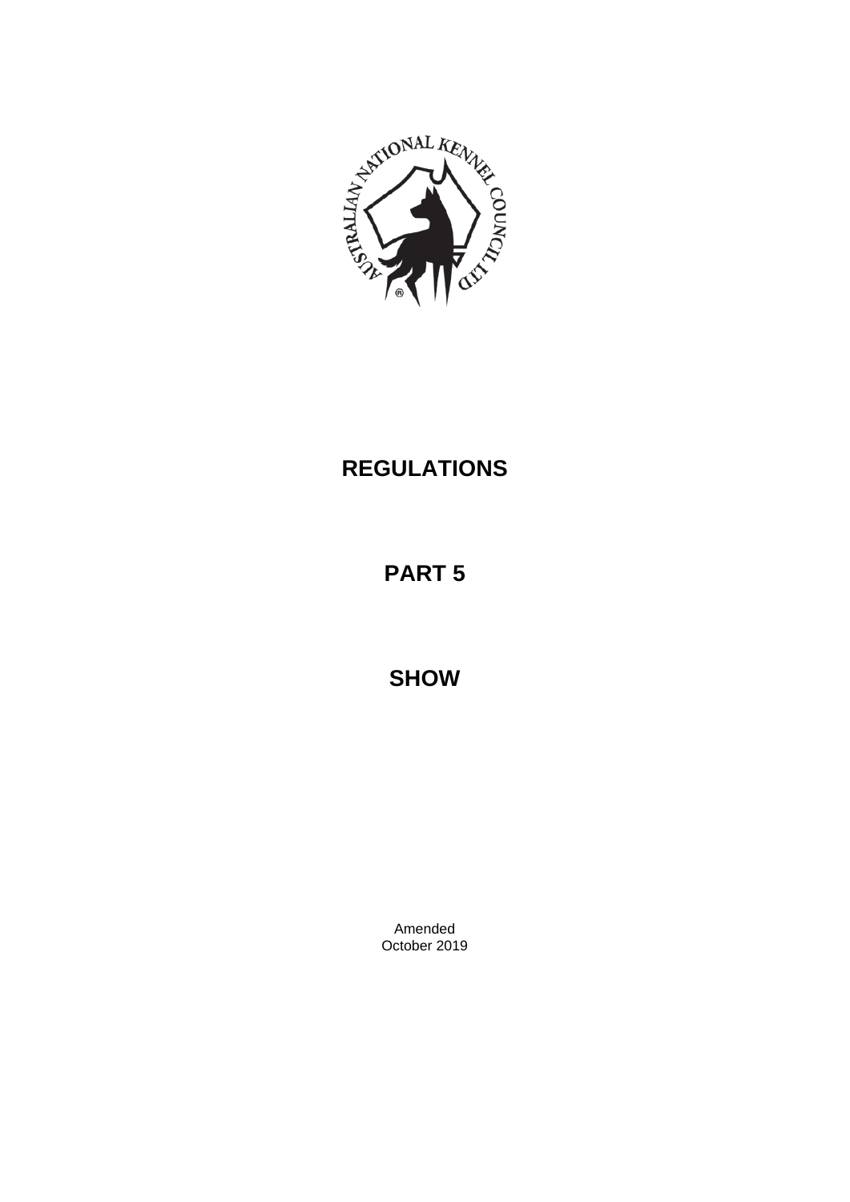# REGULATIONS

# PART 5

# SHOW

Amended
October 2019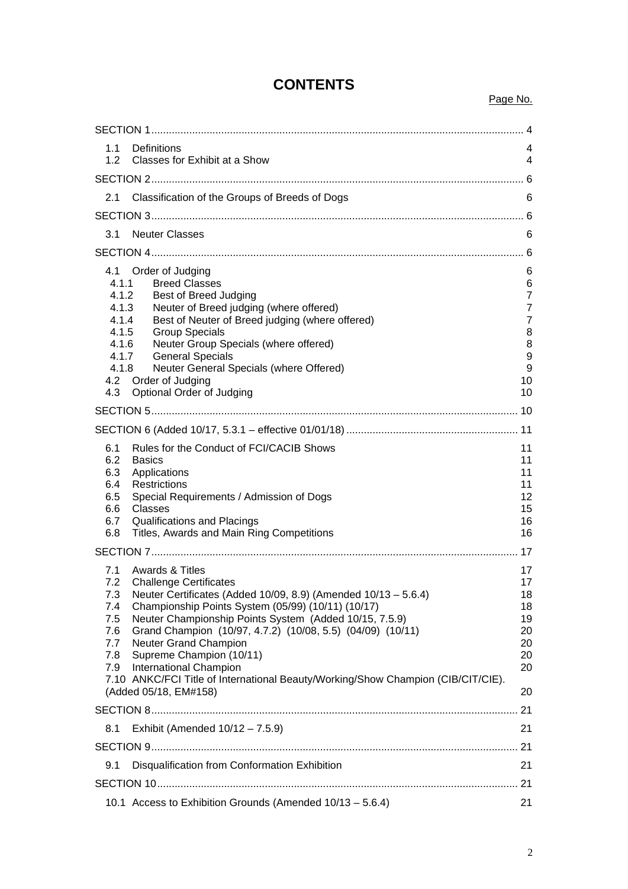# CONTENTS

Page No.

| | |
|---|---|
| SECTION 1 | 4 |
| 1.1 Definitions | 4 |
| 1.2 Classes for Exhibit at a Show | 4 |
| SECTION 2 | 6 |
| 2.1 Classification of the Groups of Breeds of Dogs | 6 |
| SECTION 3 | 6 |
| 3.1 Neuter Classes | 6 |
| SECTION 4 | 6 |
| 4.1 Order of Judging | 6 |
| 4.1.1 Breed Classes | 6 |
| 4.1.2 Best of Breed Judging | 7 |
| 4.1.3 Neuter of Breed judging (where offered) | 7 |
| 4.1.4 Best of Neuter of Breed judging (where offered) | 7 |
| 4.1.5 Group Specials | 8 |
| 4.1.6 Neuter Group Specials (where offered) | 8 |
| 4.1.7 General Specials | 9 |
| 4.1.8 Neuter General Specials (where Offered) | 9 |
| 4.2 Order of Judging | 10 |
| 4.3 Optional Order of Judging | 10 |
| SECTION 5 | 10 |
| SECTION 6 (Added 10/17, 5.3.1 – effective 01/01/18) | 11 |
| 6.1 Rules for the Conduct of FCI/CACIB Shows | 11 |
| 6.2 Basics | 11 |
| 6.3 Applications | 11 |
| 6.4 Restrictions | 11 |
| 6.5 Special Requirements / Admission of Dogs | 12 |
| 6.6 Classes | 15 |
| 6.7 Qualifications and Placings | 16 |
| 6.8 Titles, Awards and Main Ring Competitions | 16 |
| SECTION 7 | 17 |
| 7.1 Awards & Titles | 17 |
| 7.2 Challenge Certificates | 17 |
| 7.3 Neuter Certificates (Added 10/09, 8.9) (Amended 10/13 – 5.6.4) | 18 |
| 7.4 Championship Points System (05/99) (10/11) (10/17) | 18 |
| 7.5 Neuter Championship Points System (Added 10/15, 7.5.9) | 19 |
| 7.6 Grand Champion (10/97, 4.7.2) (10/08, 5.5) (04/09) (10/11) | 20 |
| 7.7 Neuter Grand Champion | 20 |
| 7.8 Supreme Champion (10/11) | 20 |
| 7.9 International Champion | 20 |
| 7.10 ANKC/FCI Title of International Beauty/Working/Show Champion (CIB/CIT/CIE). (Added 05/18, EM#158) | 20 |
| SECTION 8 | 21 |
| 8.1 Exhibit (Amended 10/12 – 7.5.9) | 21 |
| SECTION 9 | 21 |
| 9.1 Disqualification from Conformation Exhibition | 21 |
| SECTION 10 | 21 |
| 10.1 Access to Exhibition Grounds (Amended 10/13 – 5.6.4) | 21 |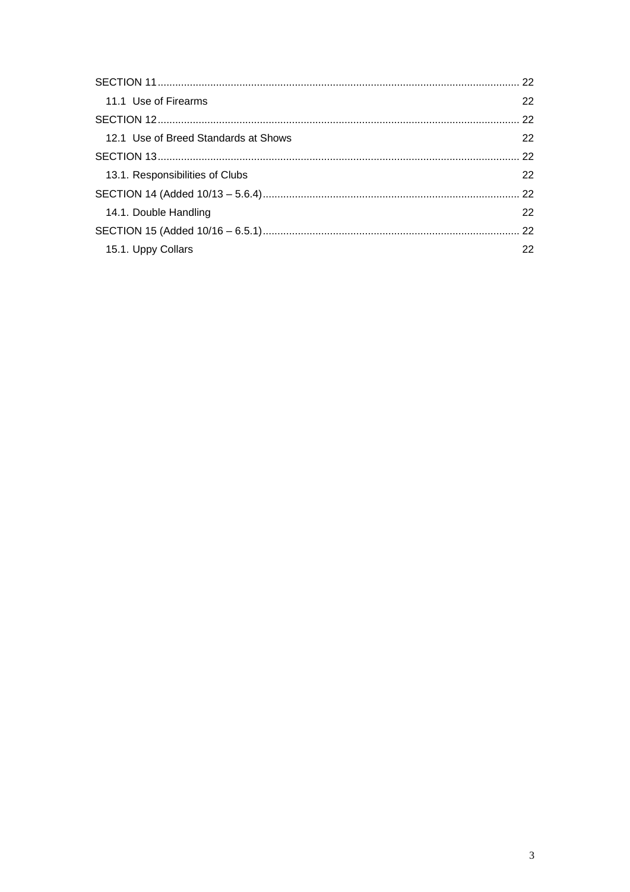SECTION 11 ........................................................................................................................ 22

  11.1 Use of Firearms 22

SECTION 12 ........................................................................................................................ 22

  12.1 Use of Breed Standards at Shows 22

SECTION 13 ........................................................................................................................ 22

  13.1. Responsibilities of Clubs 22

SECTION 14 (Added 10/13 – 5.6.4) ....................................................................................... 22

  14.1. Double Handling 22

SECTION 15 (Added 10/16 – 6.5.1) ....................................................................................... 22

  15.1. Uppy Collars 22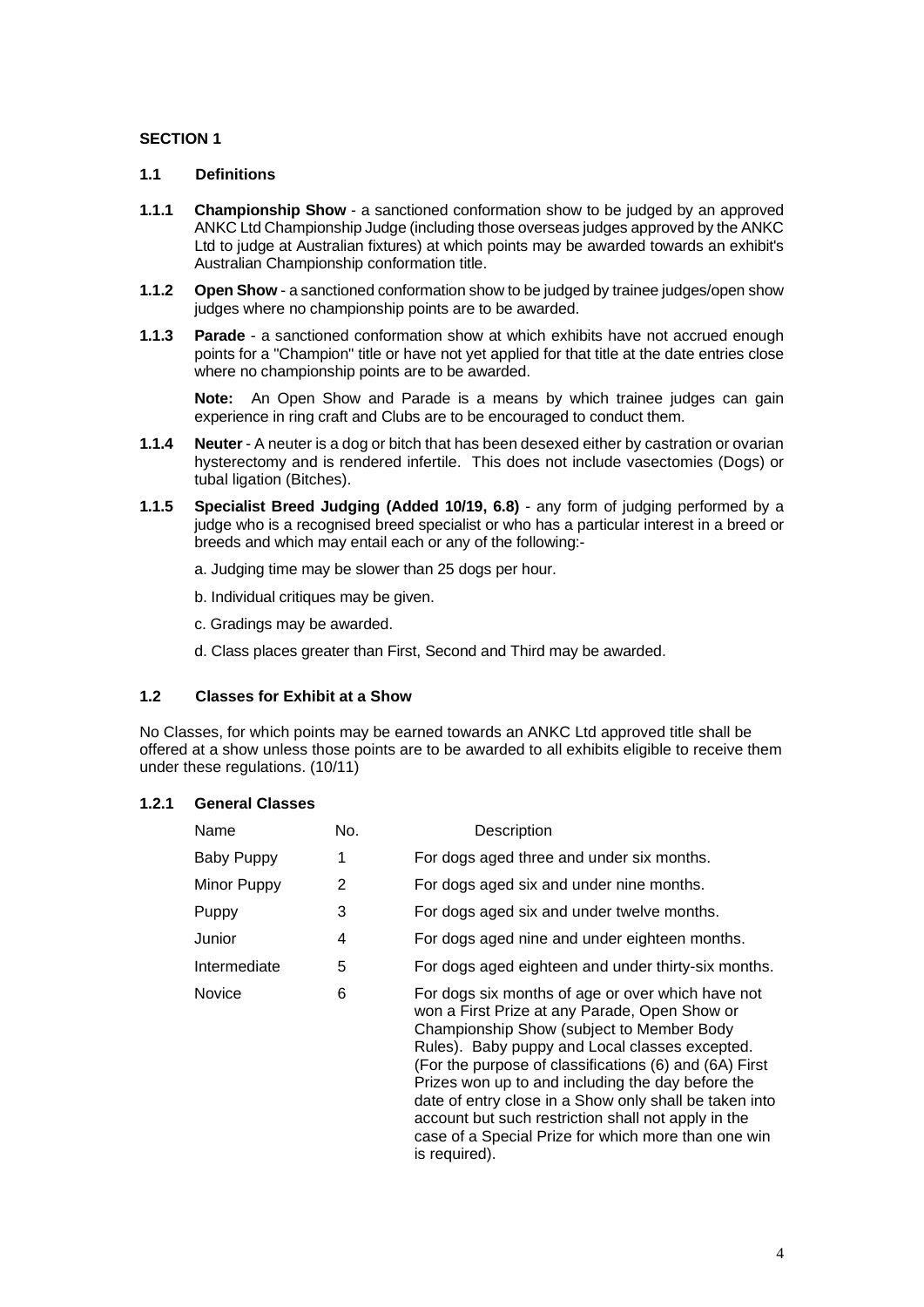## SECTION 1

### 1.1 Definitions

**1.1.1** **Championship Show** - a sanctioned conformation show to be judged by an approved ANKC Ltd Championship Judge (including those overseas judges approved by the ANKC Ltd to judge at Australian fixtures) at which points may be awarded towards an exhibit's Australian Championship conformation title.

**1.1.2** **Open Show** - a sanctioned conformation show to be judged by trainee judges/open show judges where no championship points are to be awarded.

**1.1.3** **Parade** - a sanctioned conformation show at which exhibits have not accrued enough points for a "Champion" title or have not yet applied for that title at the date entries close where no championship points are to be awarded.

**Note:** An Open Show and Parade is a means by which trainee judges can gain experience in ring craft and Clubs are to be encouraged to conduct them.

**1.1.4** **Neuter** - A neuter is a dog or bitch that has been desexed either by castration or ovarian hysterectomy and is rendered infertile. This does not include vasectomies (Dogs) or tubal ligation (Bitches).

**1.1.5** **Specialist Breed Judging (Added 10/19, 6.8)** - any form of judging performed by a judge who is a recognised breed specialist or who has a particular interest in a breed or breeds and which may entail each or any of the following:-

a. Judging time may be slower than 25 dogs per hour.

b. Individual critiques may be given.

c. Gradings may be awarded.

d. Class places greater than First, Second and Third may be awarded.

### 1.2 Classes for Exhibit at a Show

No Classes, for which points may be earned towards an ANKC Ltd approved title shall be offered at a show unless those points are to be awarded to all exhibits eligible to receive them under these regulations. (10/11)

#### 1.2.1 General Classes

| Name | No. | Description |
|---|---|---|
| Baby Puppy | 1 | For dogs aged three and under six months. |
| Minor Puppy | 2 | For dogs aged six and under nine months. |
| Puppy | 3 | For dogs aged six and under twelve months. |
| Junior | 4 | For dogs aged nine and under eighteen months. |
| Intermediate | 5 | For dogs aged eighteen and under thirty-six months. |
| Novice | 6 | For dogs six months of age or over which have not won a First Prize at any Parade, Open Show or Championship Show (subject to Member Body Rules). Baby puppy and Local classes excepted. (For the purpose of classifications (6) and (6A) First Prizes won up to and including the day before the date of entry close in a Show only shall be taken into account but such restriction shall not apply in the case of a Special Prize for which more than one win is required). |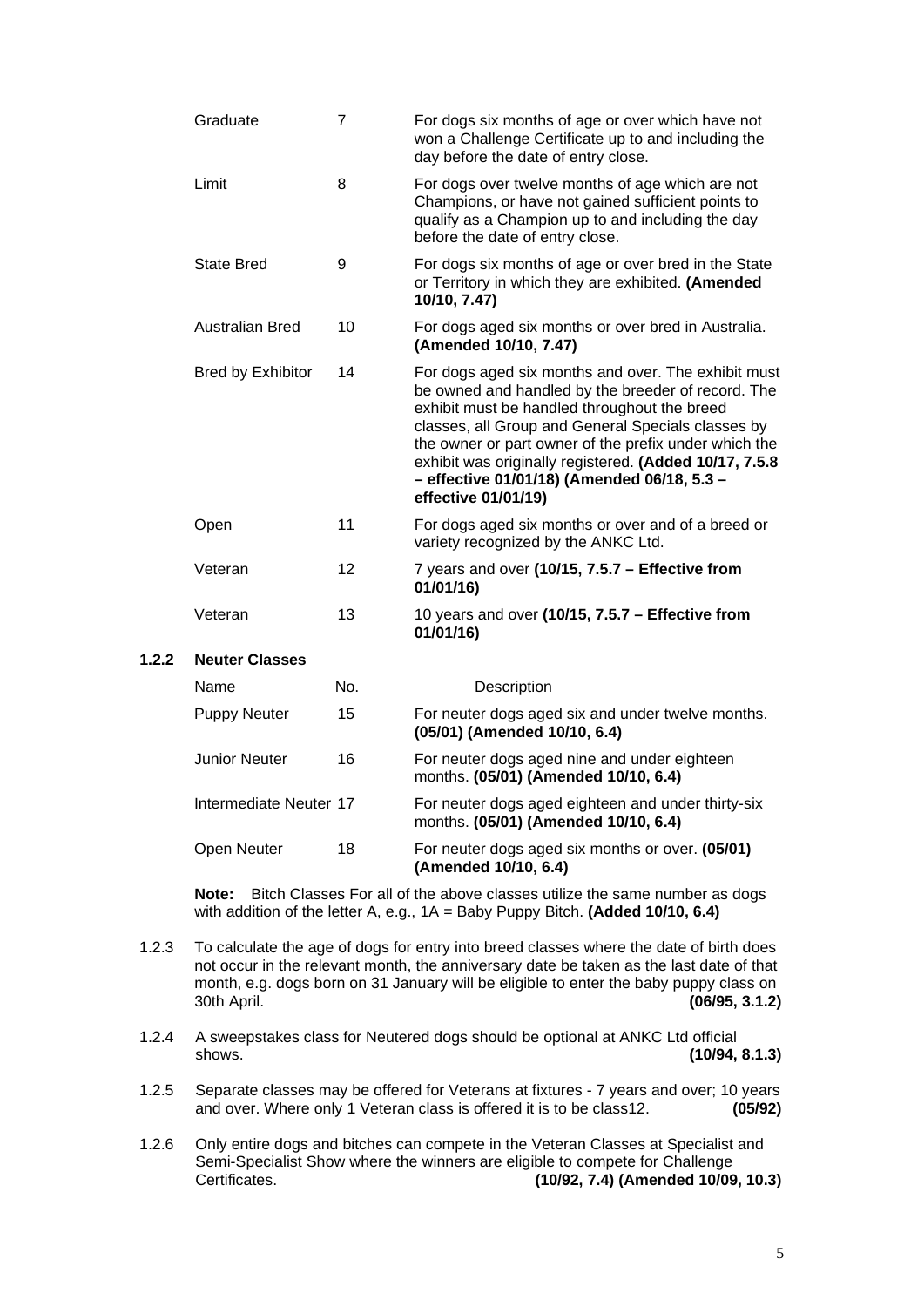| | | |
|---|---|---|
| Graduate | 7 | For dogs six months of age or over which have not won a Challenge Certificate up to and including the day before the date of entry close. |
| Limit | 8 | For dogs over twelve months of age which are not Champions, or have not gained sufficient points to qualify as a Champion up to and including the day before the date of entry close. |
| State Bred | 9 | For dogs six months of age or over bred in the State or Territory in which they are exhibited. **(Amended 10/10, 7.47)** |
| Australian Bred | 10 | For dogs aged six months or over bred in Australia. **(Amended 10/10, 7.47)** |
| Bred by Exhibitor | 14 | For dogs aged six months and over. The exhibit must be owned and handled by the breeder of record. The exhibit must be handled throughout the breed classes, all Group and General Specials classes by the owner or part owner of the prefix under which the exhibit was originally registered. **(Added 10/17, 7.5.8 – effective 01/01/18) (Amended 06/18, 5.3 – effective 01/01/19)** |
| Open | 11 | For dogs aged six months or over and of a breed or variety recognized by the ANKC Ltd. |
| Veteran | 12 | 7 years and over **(10/15, 7.5.7 – Effective from 01/01/16)** |
| Veteran | 13 | 10 years and over **(10/15, 7.5.7 – Effective from 01/01/16)** |

**1.2.2 Neuter Classes**

| Name | No. | Description |
|---|---|---|
| Puppy Neuter | 15 | For neuter dogs aged six and under twelve months. **(05/01) (Amended 10/10, 6.4)** |
| Junior Neuter | 16 | For neuter dogs aged nine and under eighteen months. **(05/01) (Amended 10/10, 6.4)** |
| Intermediate Neuter | 17 | For neuter dogs aged eighteen and under thirty-six months. **(05/01) (Amended 10/10, 6.4)** |
| Open Neuter | 18 | For neuter dogs aged six months or over. **(05/01) (Amended 10/10, 6.4)** |

**Note:** Bitch Classes For all of the above classes utilize the same number as dogs with addition of the letter A, e.g., 1A = Baby Puppy Bitch. **(Added 10/10, 6.4)**

1.2.3 To calculate the age of dogs for entry into breed classes where the date of birth does not occur in the relevant month, the anniversary date be taken as the last date of that month, e.g. dogs born on 31 January will be eligible to enter the baby puppy class on 30th April. **(06/95, 3.1.2)**

1.2.4 A sweepstakes class for Neutered dogs should be optional at ANKC Ltd official shows. **(10/94, 8.1.3)**

1.2.5 Separate classes may be offered for Veterans at fixtures - 7 years and over; 10 years and over. Where only 1 Veteran class is offered it is to be class12. **(05/92)**

1.2.6 Only entire dogs and bitches can compete in the Veteran Classes at Specialist and Semi-Specialist Show where the winners are eligible to compete for Challenge Certificates. **(10/92, 7.4) (Amended 10/09, 10.3)**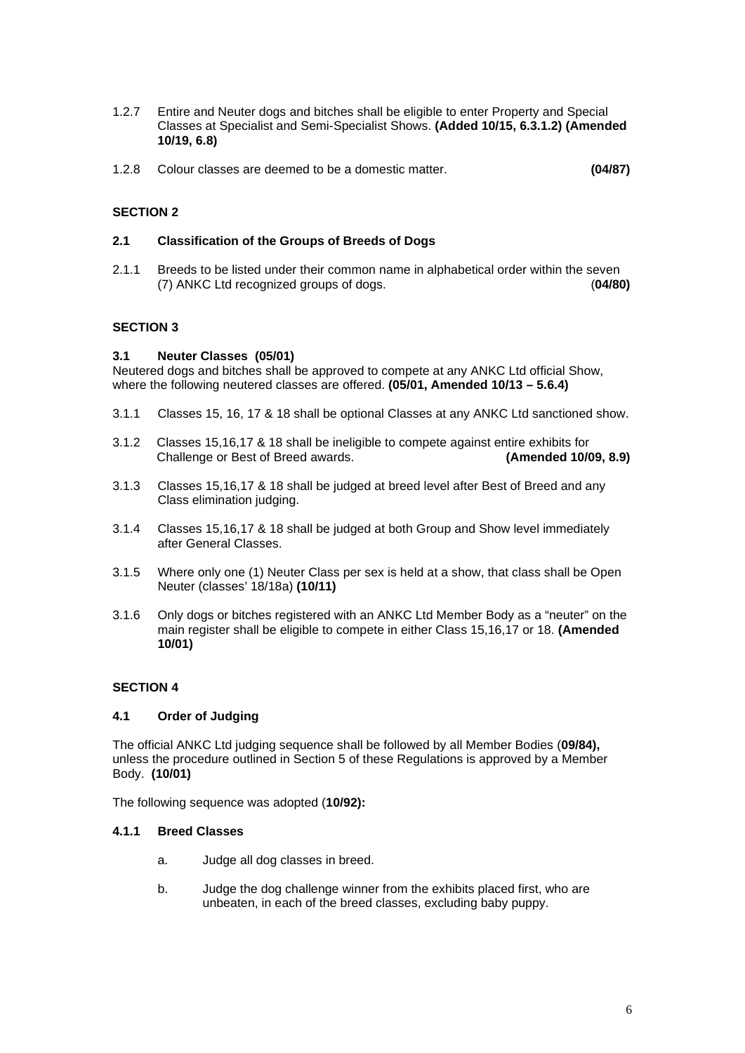1.2.7 Entire and Neuter dogs and bitches shall be eligible to enter Property and Special Classes at Specialist and Semi-Specialist Shows. **(Added 10/15, 6.3.1.2) (Amended 10/19, 6.8)**

1.2.8 Colour classes are deemed to be a domestic matter. **(04/87)**

## SECTION 2

### 2.1 Classification of the Groups of Breeds of Dogs

2.1.1 Breeds to be listed under their common name in alphabetical order within the seven (7) ANKC Ltd recognized groups of dogs. (**04/80)**

## SECTION 3

### 3.1 Neuter Classes (05/01)

Neutered dogs and bitches shall be approved to compete at any ANKC Ltd official Show, where the following neutered classes are offered. **(05/01, Amended 10/13 – 5.6.4)**

3.1.1 Classes 15, 16, 17 & 18 shall be optional Classes at any ANKC Ltd sanctioned show.

3.1.2 Classes 15,16,17 & 18 shall be ineligible to compete against entire exhibits for Challenge or Best of Breed awards. **(Amended 10/09, 8.9)**

3.1.3 Classes 15,16,17 & 18 shall be judged at breed level after Best of Breed and any Class elimination judging.

3.1.4 Classes 15,16,17 & 18 shall be judged at both Group and Show level immediately after General Classes.

3.1.5 Where only one (1) Neuter Class per sex is held at a show, that class shall be Open Neuter (classes' 18/18a) **(10/11)**

3.1.6 Only dogs or bitches registered with an ANKC Ltd Member Body as a "neuter" on the main register shall be eligible to compete in either Class 15,16,17 or 18. **(Amended 10/01)**

## SECTION 4

### 4.1 Order of Judging

The official ANKC Ltd judging sequence shall be followed by all Member Bodies (**09/84),** unless the procedure outlined in Section 5 of these Regulations is approved by a Member Body. **(10/01)**

The following sequence was adopted (**10/92):**

#### 4.1.1 Breed Classes

a. Judge all dog classes in breed.

b. Judge the dog challenge winner from the exhibits placed first, who are unbeaten, in each of the breed classes, excluding baby puppy.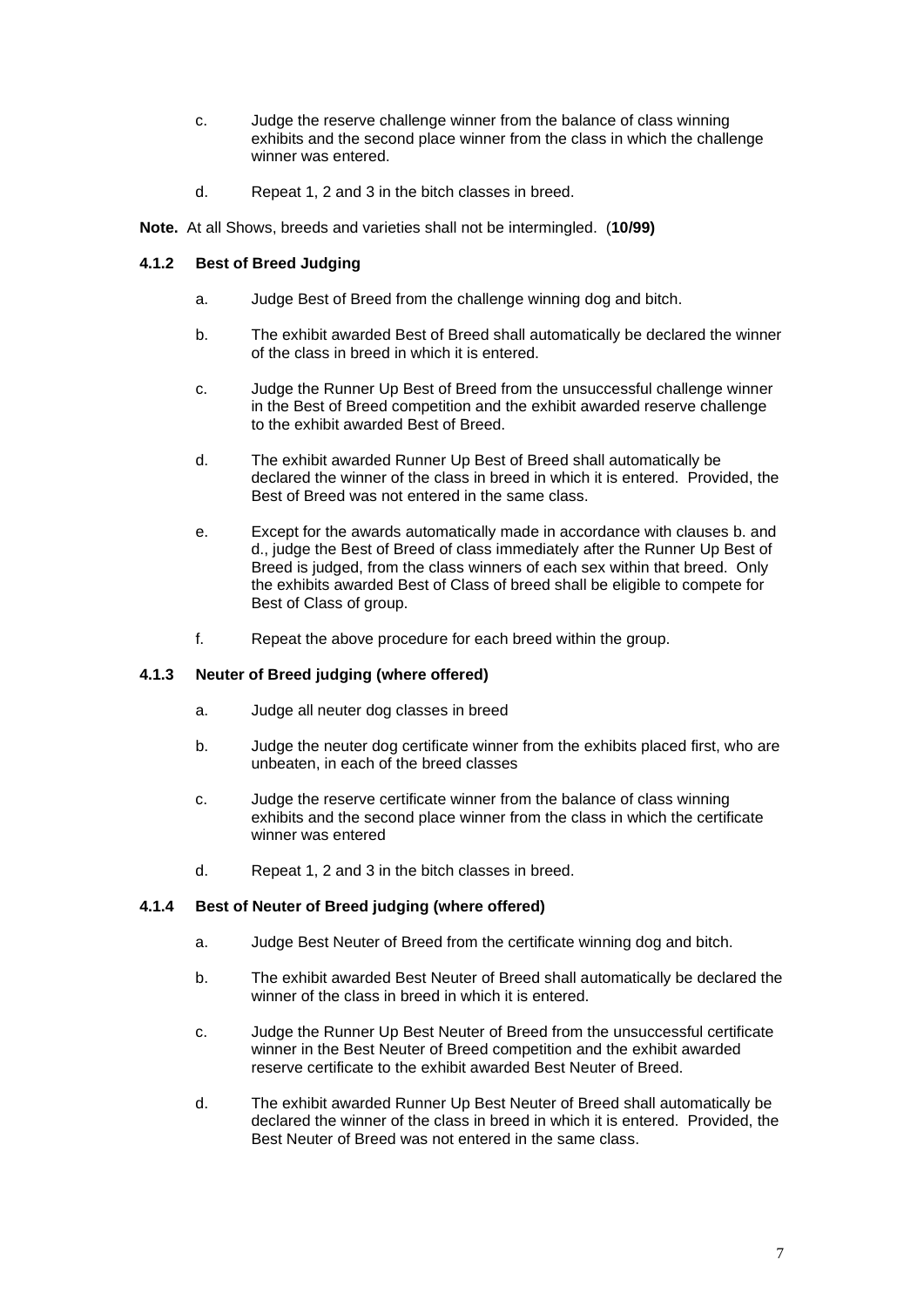c. Judge the reserve challenge winner from the balance of class winning exhibits and the second place winner from the class in which the challenge winner was entered.

d. Repeat 1, 2 and 3 in the bitch classes in breed.

**Note.** At all Shows, breeds and varieties shall not be intermingled. (**10/99)**

### 4.1.2 Best of Breed Judging

a. Judge Best of Breed from the challenge winning dog and bitch.

b. The exhibit awarded Best of Breed shall automatically be declared the winner of the class in breed in which it is entered.

c. Judge the Runner Up Best of Breed from the unsuccessful challenge winner in the Best of Breed competition and the exhibit awarded reserve challenge to the exhibit awarded Best of Breed.

d. The exhibit awarded Runner Up Best of Breed shall automatically be declared the winner of the class in breed in which it is entered. Provided, the Best of Breed was not entered in the same class.

e. Except for the awards automatically made in accordance with clauses b. and d., judge the Best of Breed of class immediately after the Runner Up Best of Breed is judged, from the class winners of each sex within that breed. Only the exhibits awarded Best of Class of breed shall be eligible to compete for Best of Class of group.

f. Repeat the above procedure for each breed within the group.

### 4.1.3 Neuter of Breed judging (where offered)

a. Judge all neuter dog classes in breed

b. Judge the neuter dog certificate winner from the exhibits placed first, who are unbeaten, in each of the breed classes

c. Judge the reserve certificate winner from the balance of class winning exhibits and the second place winner from the class in which the certificate winner was entered

d. Repeat 1, 2 and 3 in the bitch classes in breed.

### 4.1.4 Best of Neuter of Breed judging (where offered)

a. Judge Best Neuter of Breed from the certificate winning dog and bitch.

b. The exhibit awarded Best Neuter of Breed shall automatically be declared the winner of the class in breed in which it is entered.

c. Judge the Runner Up Best Neuter of Breed from the unsuccessful certificate winner in the Best Neuter of Breed competition and the exhibit awarded reserve certificate to the exhibit awarded Best Neuter of Breed.

d. The exhibit awarded Runner Up Best Neuter of Breed shall automatically be declared the winner of the class in breed in which it is entered. Provided, the Best Neuter of Breed was not entered in the same class.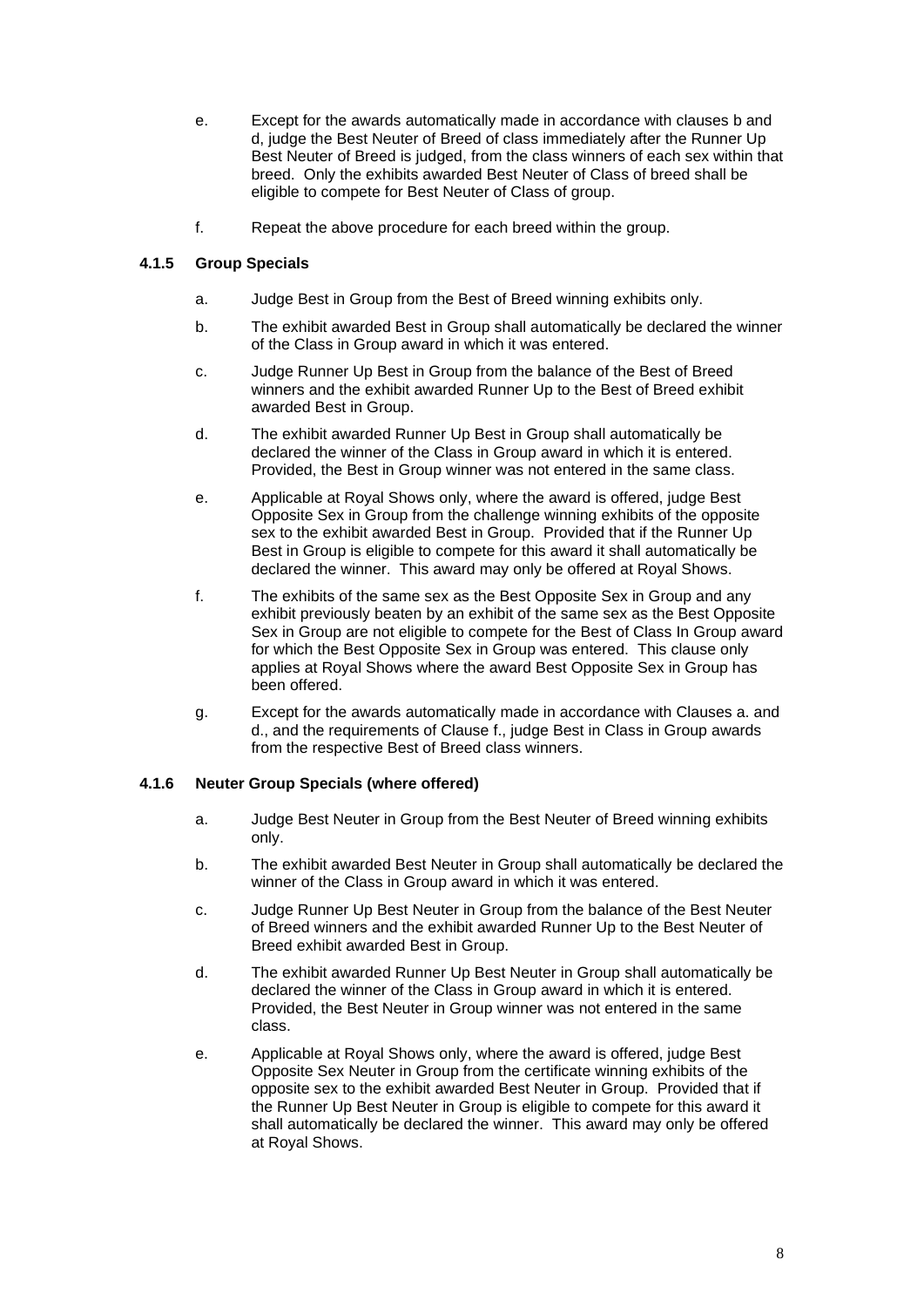e. Except for the awards automatically made in accordance with clauses b and d, judge the Best Neuter of Breed of class immediately after the Runner Up Best Neuter of Breed is judged, from the class winners of each sex within that breed. Only the exhibits awarded Best Neuter of Class of breed shall be eligible to compete for Best Neuter of Class of group.

f. Repeat the above procedure for each breed within the group.

#### 4.1.5 Group Specials

a. Judge Best in Group from the Best of Breed winning exhibits only.

b. The exhibit awarded Best in Group shall automatically be declared the winner of the Class in Group award in which it was entered.

c. Judge Runner Up Best in Group from the balance of the Best of Breed winners and the exhibit awarded Runner Up to the Best of Breed exhibit awarded Best in Group.

d. The exhibit awarded Runner Up Best in Group shall automatically be declared the winner of the Class in Group award in which it is entered. Provided, the Best in Group winner was not entered in the same class.

e. Applicable at Royal Shows only, where the award is offered, judge Best Opposite Sex in Group from the challenge winning exhibits of the opposite sex to the exhibit awarded Best in Group. Provided that if the Runner Up Best in Group is eligible to compete for this award it shall automatically be declared the winner. This award may only be offered at Royal Shows.

f. The exhibits of the same sex as the Best Opposite Sex in Group and any exhibit previously beaten by an exhibit of the same sex as the Best Opposite Sex in Group are not eligible to compete for the Best of Class In Group award for which the Best Opposite Sex in Group was entered. This clause only applies at Royal Shows where the award Best Opposite Sex in Group has been offered.

g. Except for the awards automatically made in accordance with Clauses a. and d., and the requirements of Clause f., judge Best in Class in Group awards from the respective Best of Breed class winners.

#### 4.1.6 Neuter Group Specials (where offered)

a. Judge Best Neuter in Group from the Best Neuter of Breed winning exhibits only.

b. The exhibit awarded Best Neuter in Group shall automatically be declared the winner of the Class in Group award in which it was entered.

c. Judge Runner Up Best Neuter in Group from the balance of the Best Neuter of Breed winners and the exhibit awarded Runner Up to the Best Neuter of Breed exhibit awarded Best in Group.

d. The exhibit awarded Runner Up Best Neuter in Group shall automatically be declared the winner of the Class in Group award in which it is entered. Provided, the Best Neuter in Group winner was not entered in the same class.

e. Applicable at Royal Shows only, where the award is offered, judge Best Opposite Sex Neuter in Group from the certificate winning exhibits of the opposite sex to the exhibit awarded Best Neuter in Group. Provided that if the Runner Up Best Neuter in Group is eligible to compete for this award it shall automatically be declared the winner. This award may only be offered at Royal Shows.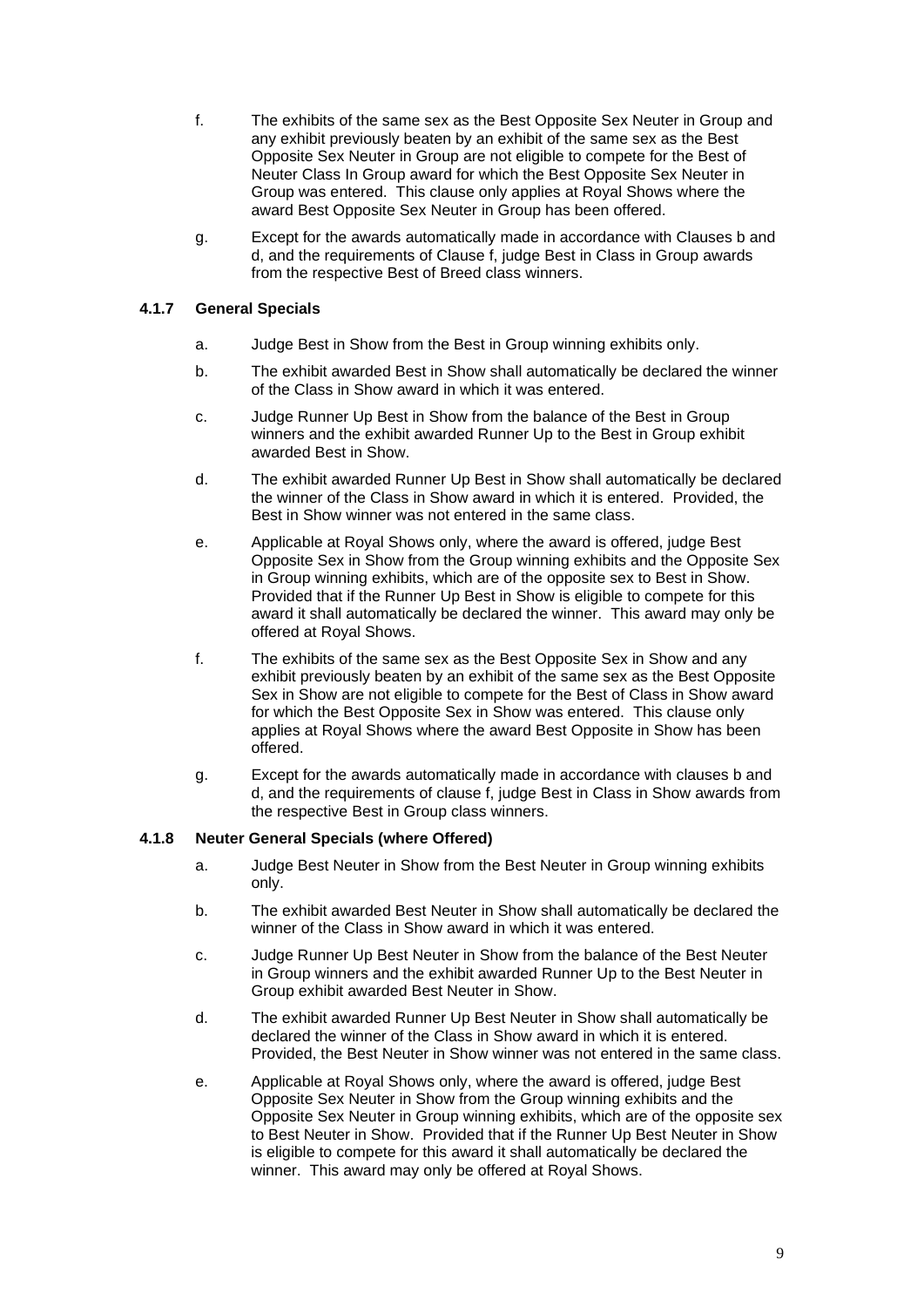f. The exhibits of the same sex as the Best Opposite Sex Neuter in Group and any exhibit previously beaten by an exhibit of the same sex as the Best Opposite Sex Neuter in Group are not eligible to compete for the Best of Neuter Class In Group award for which the Best Opposite Sex Neuter in Group was entered. This clause only applies at Royal Shows where the award Best Opposite Sex Neuter in Group has been offered.

g. Except for the awards automatically made in accordance with Clauses b and d, and the requirements of Clause f, judge Best in Class in Group awards from the respective Best of Breed class winners.

#### 4.1.7 General Specials

a. Judge Best in Show from the Best in Group winning exhibits only.

b. The exhibit awarded Best in Show shall automatically be declared the winner of the Class in Show award in which it was entered.

c. Judge Runner Up Best in Show from the balance of the Best in Group winners and the exhibit awarded Runner Up to the Best in Group exhibit awarded Best in Show.

d. The exhibit awarded Runner Up Best in Show shall automatically be declared the winner of the Class in Show award in which it is entered. Provided, the Best in Show winner was not entered in the same class.

e. Applicable at Royal Shows only, where the award is offered, judge Best Opposite Sex in Show from the Group winning exhibits and the Opposite Sex in Group winning exhibits, which are of the opposite sex to Best in Show. Provided that if the Runner Up Best in Show is eligible to compete for this award it shall automatically be declared the winner. This award may only be offered at Royal Shows.

f. The exhibits of the same sex as the Best Opposite Sex in Show and any exhibit previously beaten by an exhibit of the same sex as the Best Opposite Sex in Show are not eligible to compete for the Best of Class in Show award for which the Best Opposite Sex in Show was entered. This clause only applies at Royal Shows where the award Best Opposite in Show has been offered.

g. Except for the awards automatically made in accordance with clauses b and d, and the requirements of clause f, judge Best in Class in Show awards from the respective Best in Group class winners.

#### 4.1.8 Neuter General Specials (where Offered)

a. Judge Best Neuter in Show from the Best Neuter in Group winning exhibits only.

b. The exhibit awarded Best Neuter in Show shall automatically be declared the winner of the Class in Show award in which it was entered.

c. Judge Runner Up Best Neuter in Show from the balance of the Best Neuter in Group winners and the exhibit awarded Runner Up to the Best Neuter in Group exhibit awarded Best Neuter in Show.

d. The exhibit awarded Runner Up Best Neuter in Show shall automatically be declared the winner of the Class in Show award in which it is entered. Provided, the Best Neuter in Show winner was not entered in the same class.

e. Applicable at Royal Shows only, where the award is offered, judge Best Opposite Sex Neuter in Show from the Group winning exhibits and the Opposite Sex Neuter in Group winning exhibits, which are of the opposite sex to Best Neuter in Show. Provided that if the Runner Up Best Neuter in Show is eligible to compete for this award it shall automatically be declared the winner. This award may only be offered at Royal Shows.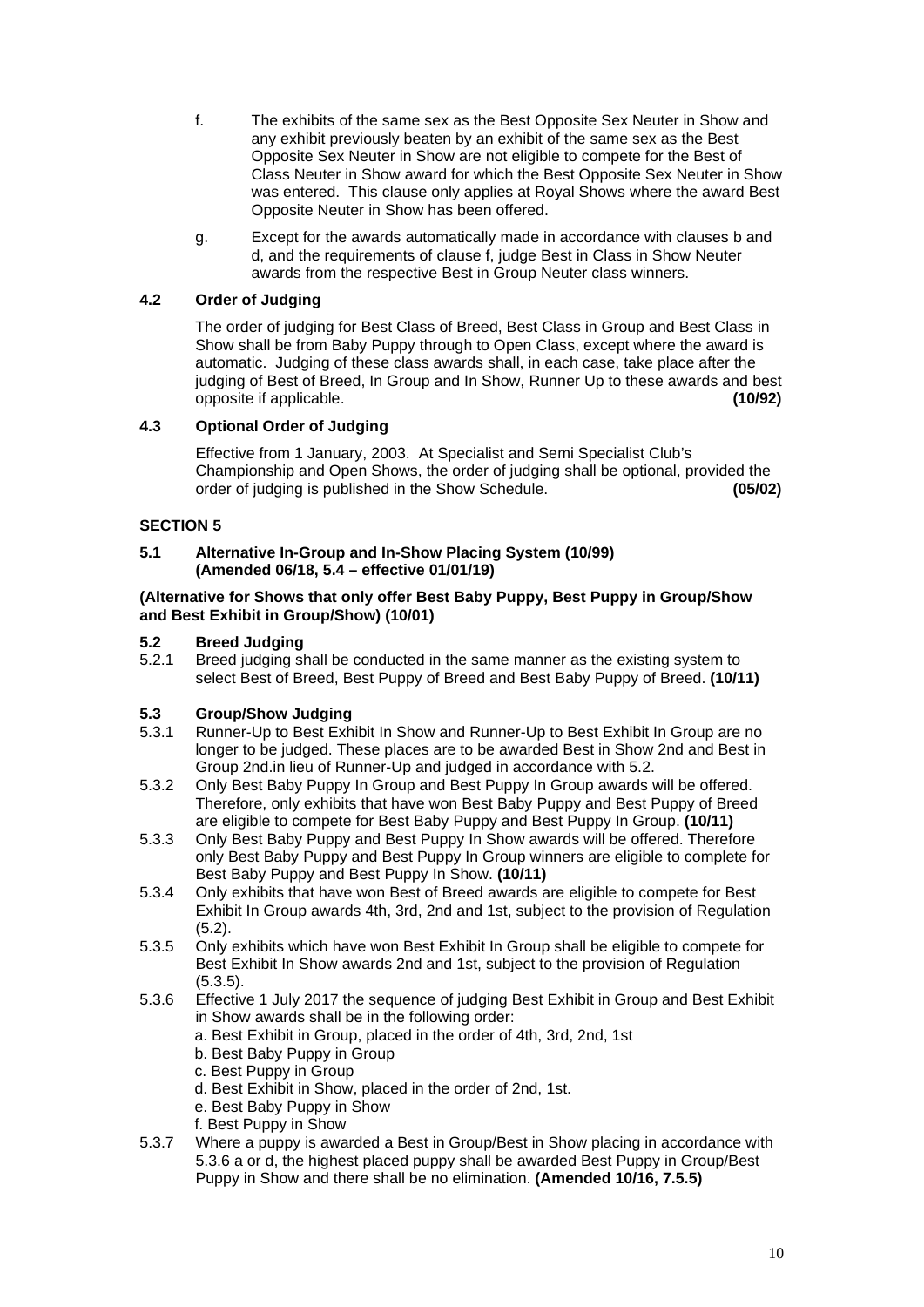f. The exhibits of the same sex as the Best Opposite Sex Neuter in Show and any exhibit previously beaten by an exhibit of the same sex as the Best Opposite Sex Neuter in Show are not eligible to compete for the Best of Class Neuter in Show award for which the Best Opposite Sex Neuter in Show was entered. This clause only applies at Royal Shows where the award Best Opposite Neuter in Show has been offered.

g. Except for the awards automatically made in accordance with clauses b and d, and the requirements of clause f, judge Best in Class in Show Neuter awards from the respective Best in Group Neuter class winners.

### 4.2 Order of Judging

The order of judging for Best Class of Breed, Best Class in Group and Best Class in Show shall be from Baby Puppy through to Open Class, except where the award is automatic. Judging of these class awards shall, in each case, take place after the judging of Best of Breed, In Group and In Show, Runner Up to these awards and best opposite if applicable. **(10/92)**

### 4.3 Optional Order of Judging

Effective from 1 January, 2003. At Specialist and Semi Specialist Club's Championship and Open Shows, the order of judging shall be optional, provided the order of judging is published in the Show Schedule. **(05/02)**

## SECTION 5

### 5.1 Alternative In-Group and In-Show Placing System (10/99) (Amended 06/18, 5.4 – effective 01/01/19)

**(Alternative for Shows that only offer Best Baby Puppy, Best Puppy in Group/Show and Best Exhibit in Group/Show) (10/01)**

### 5.2 Breed Judging

5.2.1 Breed judging shall be conducted in the same manner as the existing system to select Best of Breed, Best Puppy of Breed and Best Baby Puppy of Breed. **(10/11)**

### 5.3 Group/Show Judging

5.3.1 Runner-Up to Best Exhibit In Show and Runner-Up to Best Exhibit In Group are no longer to be judged. These places are to be awarded Best in Show 2nd and Best in Group 2nd.in lieu of Runner-Up and judged in accordance with 5.2.

5.3.2 Only Best Baby Puppy In Group and Best Puppy In Group awards will be offered. Therefore, only exhibits that have won Best Baby Puppy and Best Puppy of Breed are eligible to compete for Best Baby Puppy and Best Puppy In Group. **(10/11)**

5.3.3 Only Best Baby Puppy and Best Puppy In Show awards will be offered. Therefore only Best Baby Puppy and Best Puppy In Group winners are eligible to complete for Best Baby Puppy and Best Puppy In Show. **(10/11)**

5.3.4 Only exhibits that have won Best of Breed awards are eligible to compete for Best Exhibit In Group awards 4th, 3rd, 2nd and 1st, subject to the provision of Regulation (5.2).

5.3.5 Only exhibits which have won Best Exhibit In Group shall be eligible to compete for Best Exhibit In Show awards 2nd and 1st, subject to the provision of Regulation (5.3.5).

5.3.6 Effective 1 July 2017 the sequence of judging Best Exhibit in Group and Best Exhibit in Show awards shall be in the following order:

a. Best Exhibit in Group, placed in the order of 4th, 3rd, 2nd, 1st
b. Best Baby Puppy in Group
c. Best Puppy in Group
d. Best Exhibit in Show, placed in the order of 2nd, 1st.
e. Best Baby Puppy in Show
f. Best Puppy in Show

5.3.7 Where a puppy is awarded a Best in Group/Best in Show placing in accordance with 5.3.6 a or d, the highest placed puppy shall be awarded Best Puppy in Group/Best Puppy in Show and there shall be no elimination. **(Amended 10/16, 7.5.5)**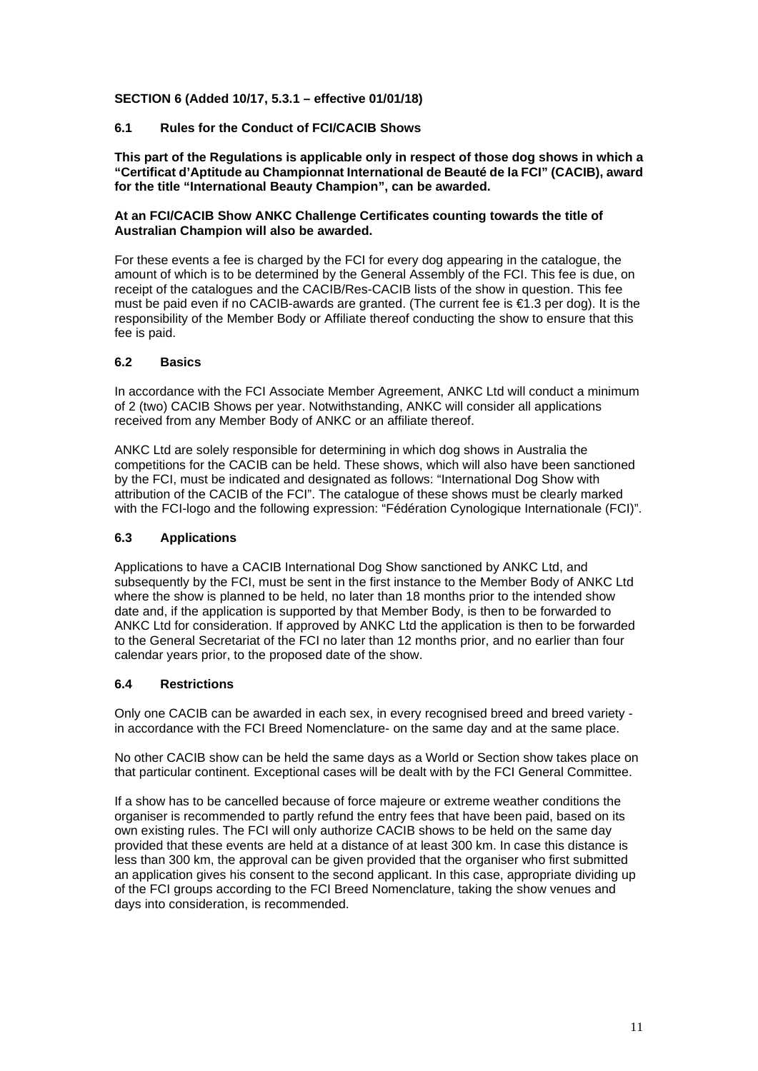**SECTION 6 (Added 10/17, 5.3.1 – effective 01/01/18)**

### 6.1 Rules for the Conduct of FCI/CACIB Shows

**This part of the Regulations is applicable only in respect of those dog shows in which a "Certificat d'Aptitude au Championnat International de Beauté de la FCI" (CACIB), award for the title "International Beauty Champion", can be awarded.**

**At an FCI/CACIB Show ANKC Challenge Certificates counting towards the title of Australian Champion will also be awarded.**

For these events a fee is charged by the FCI for every dog appearing in the catalogue, the amount of which is to be determined by the General Assembly of the FCI. This fee is due, on receipt of the catalogues and the CACIB/Res-CACIB lists of the show in question. This fee must be paid even if no CACIB-awards are granted. (The current fee is €1.3 per dog). It is the responsibility of the Member Body or Affiliate thereof conducting the show to ensure that this fee is paid.

### 6.2 Basics

In accordance with the FCI Associate Member Agreement, ANKC Ltd will conduct a minimum of 2 (two) CACIB Shows per year. Notwithstanding, ANKC will consider all applications received from any Member Body of ANKC or an affiliate thereof.

ANKC Ltd are solely responsible for determining in which dog shows in Australia the competitions for the CACIB can be held. These shows, which will also have been sanctioned by the FCI, must be indicated and designated as follows: "International Dog Show with attribution of the CACIB of the FCI". The catalogue of these shows must be clearly marked with the FCI-logo and the following expression: "Fédération Cynologique Internationale (FCI)".

### 6.3 Applications

Applications to have a CACIB International Dog Show sanctioned by ANKC Ltd, and subsequently by the FCI, must be sent in the first instance to the Member Body of ANKC Ltd where the show is planned to be held, no later than 18 months prior to the intended show date and, if the application is supported by that Member Body, is then to be forwarded to ANKC Ltd for consideration. If approved by ANKC Ltd the application is then to be forwarded to the General Secretariat of the FCI no later than 12 months prior, and no earlier than four calendar years prior, to the proposed date of the show.

### 6.4 Restrictions

Only one CACIB can be awarded in each sex, in every recognised breed and breed variety - in accordance with the FCI Breed Nomenclature- on the same day and at the same place.

No other CACIB show can be held the same days as a World or Section show takes place on that particular continent. Exceptional cases will be dealt with by the FCI General Committee.

If a show has to be cancelled because of force majeure or extreme weather conditions the organiser is recommended to partly refund the entry fees that have been paid, based on its own existing rules. The FCI will only authorize CACIB shows to be held on the same day provided that these events are held at a distance of at least 300 km. In case this distance is less than 300 km, the approval can be given provided that the organiser who first submitted an application gives his consent to the second applicant. In this case, appropriate dividing up of the FCI groups according to the FCI Breed Nomenclature, taking the show venues and days into consideration, is recommended.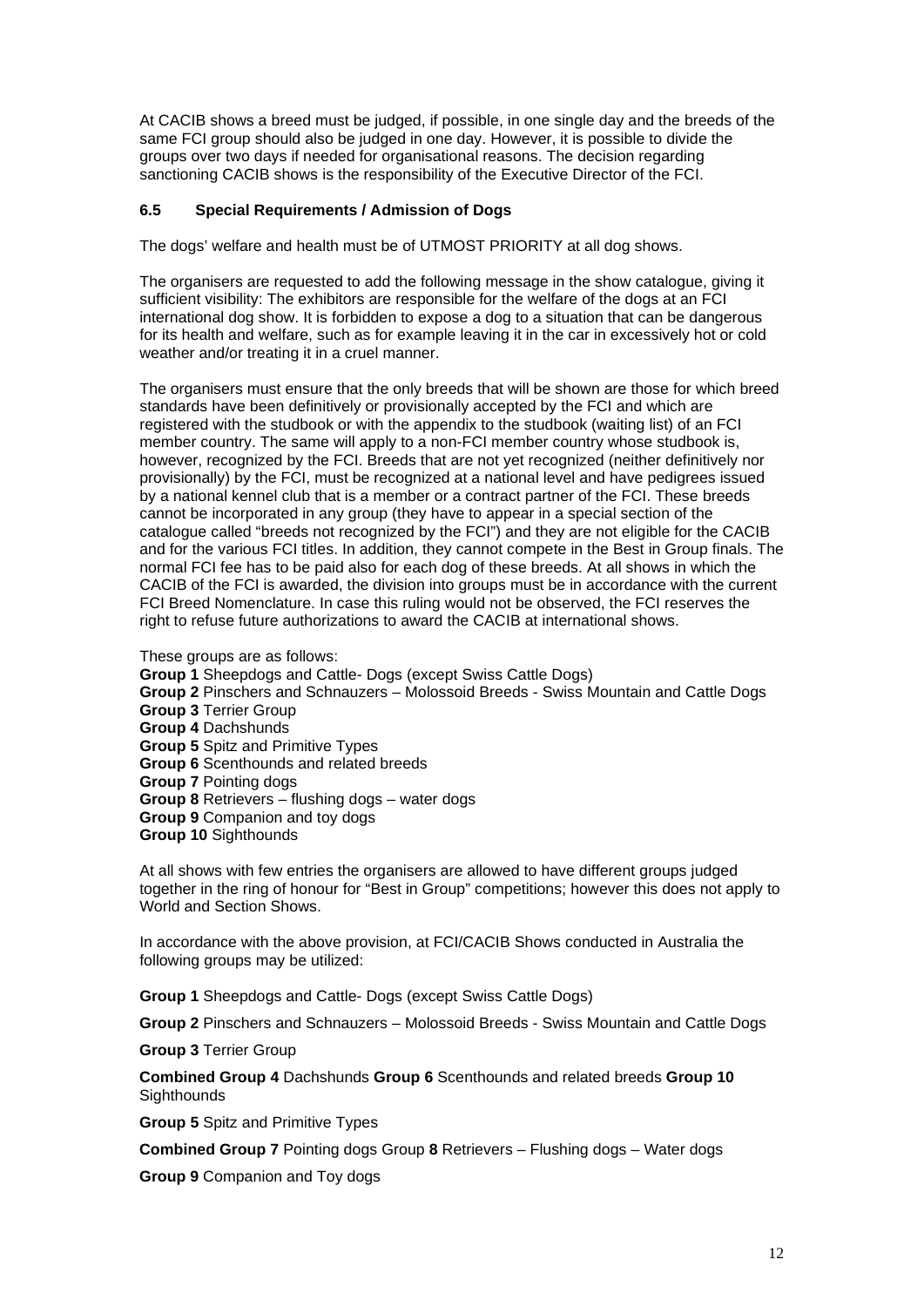At CACIB shows a breed must be judged, if possible, in one single day and the breeds of the same FCI group should also be judged in one day. However, it is possible to divide the groups over two days if needed for organisational reasons. The decision regarding sanctioning CACIB shows is the responsibility of the Executive Director of the FCI.

### 6.5 Special Requirements / Admission of Dogs

The dogs' welfare and health must be of UTMOST PRIORITY at all dog shows.

The organisers are requested to add the following message in the show catalogue, giving it sufficient visibility: The exhibitors are responsible for the welfare of the dogs at an FCI international dog show. It is forbidden to expose a dog to a situation that can be dangerous for its health and welfare, such as for example leaving it in the car in excessively hot or cold weather and/or treating it in a cruel manner.

The organisers must ensure that the only breeds that will be shown are those for which breed standards have been definitively or provisionally accepted by the FCI and which are registered with the studbook or with the appendix to the studbook (waiting list) of an FCI member country. The same will apply to a non-FCI member country whose studbook is, however, recognized by the FCI. Breeds that are not yet recognized (neither definitively nor provisionally) by the FCI, must be recognized at a national level and have pedigrees issued by a national kennel club that is a member or a contract partner of the FCI. These breeds cannot be incorporated in any group (they have to appear in a special section of the catalogue called "breeds not recognized by the FCI") and they are not eligible for the CACIB and for the various FCI titles. In addition, they cannot compete in the Best in Group finals. The normal FCI fee has to be paid also for each dog of these breeds. At all shows in which the CACIB of the FCI is awarded, the division into groups must be in accordance with the current FCI Breed Nomenclature. In case this ruling would not be observed, the FCI reserves the right to refuse future authorizations to award the CACIB at international shows.

These groups are as follows:
**Group 1** Sheepdogs and Cattle- Dogs (except Swiss Cattle Dogs)
**Group 2** Pinschers and Schnauzers – Molossoid Breeds - Swiss Mountain and Cattle Dogs
**Group 3** Terrier Group
**Group 4** Dachshunds
**Group 5** Spitz and Primitive Types
**Group 6** Scenthounds and related breeds
**Group 7** Pointing dogs
**Group 8** Retrievers – flushing dogs – water dogs
**Group 9** Companion and toy dogs
**Group 10** Sighthounds

At all shows with few entries the organisers are allowed to have different groups judged together in the ring of honour for "Best in Group" competitions; however this does not apply to World and Section Shows.

In accordance with the above provision, at FCI/CACIB Shows conducted in Australia the following groups may be utilized:

**Group 1** Sheepdogs and Cattle- Dogs (except Swiss Cattle Dogs)

**Group 2** Pinschers and Schnauzers – Molossoid Breeds - Swiss Mountain and Cattle Dogs

**Group 3** Terrier Group

**Combined Group 4** Dachshunds **Group 6** Scenthounds and related breeds **Group 10** Sighthounds

**Group 5** Spitz and Primitive Types

**Combined Group 7** Pointing dogs Group **8** Retrievers – Flushing dogs – Water dogs

**Group 9** Companion and Toy dogs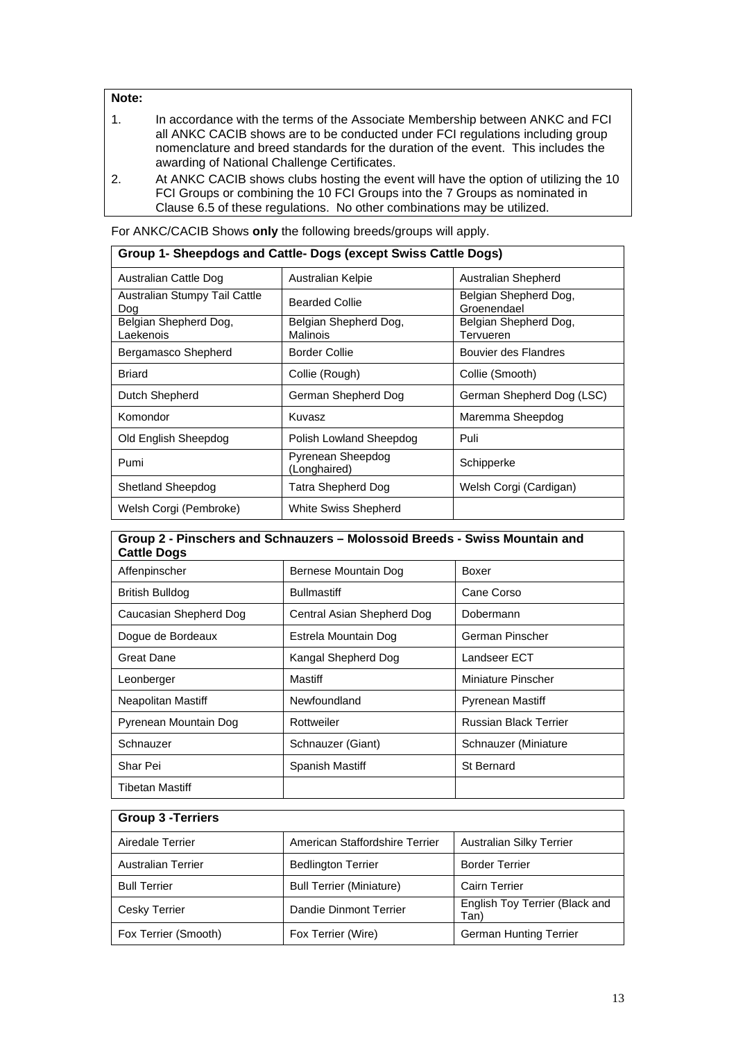**Note:**

1. In accordance with the terms of the Associate Membership between ANKC and FCI all ANKC CACIB shows are to be conducted under FCI regulations including group nomenclature and breed standards for the duration of the event. This includes the awarding of National Challenge Certificates.
2. At ANKC CACIB shows clubs hosting the event will have the option of utilizing the 10 FCI Groups or combining the 10 FCI Groups into the 7 Groups as nominated in Clause 6.5 of these regulations. No other combinations may be utilized.

For ANKC/CACIB Shows **only** the following breeds/groups will apply.

| **Group 1- Sheepdogs and Cattle- Dogs (except Swiss Cattle Dogs)** | | |
|---|---|---|
| Australian Cattle Dog | Australian Kelpie | Australian Shepherd |
| Australian Stumpy Tail Cattle Dog | Bearded Collie | Belgian Shepherd Dog, Groenendael |
| Belgian Shepherd Dog, Laekenois | Belgian Shepherd Dog, Malinois | Belgian Shepherd Dog, Tervueren |
| Bergamasco Shepherd | Border Collie | Bouvier des Flandres |
| Briard | Collie (Rough) | Collie (Smooth) |
| Dutch Shepherd | German Shepherd Dog | German Shepherd Dog (LSC) |
| Komondor | Kuvasz | Maremma Sheepdog |
| Old English Sheepdog | Polish Lowland Sheepdog | Puli |
| Pumi | Pyrenean Sheepdog (Longhaired) | Schipperke |
| Shetland Sheepdog | Tatra Shepherd Dog | Welsh Corgi (Cardigan) |
| Welsh Corgi (Pembroke) | White Swiss Shepherd | |

| **Group 2 - Pinschers and Schnauzers – Molossoid Breeds - Swiss Mountain and Cattle Dogs** | | |
|---|---|---|
| Affenpinscher | Bernese Mountain Dog | Boxer |
| British Bulldog | Bullmastiff | Cane Corso |
| Caucasian Shepherd Dog | Central Asian Shepherd Dog | Dobermann |
| Dogue de Bordeaux | Estrela Mountain Dog | German Pinscher |
| Great Dane | Kangal Shepherd Dog | Landseer ECT |
| Leonberger | Mastiff | Miniature Pinscher |
| Neapolitan Mastiff | Newfoundland | Pyrenean Mastiff |
| Pyrenean Mountain Dog | Rottweiler | Russian Black Terrier |
| Schnauzer | Schnauzer (Giant) | Schnauzer (Miniature |
| Shar Pei | Spanish Mastiff | St Bernard |
| Tibetan Mastiff | | |

| **Group 3 -Terriers** | | |
|---|---|---|
| Airedale Terrier | American Staffordshire Terrier | Australian Silky Terrier |
| Australian Terrier | Bedlington Terrier | Border Terrier |
| Bull Terrier | Bull Terrier (Miniature) | Cairn Terrier |
| Cesky Terrier | Dandie Dinmont Terrier | English Toy Terrier (Black and Tan) |
| Fox Terrier (Smooth) | Fox Terrier (Wire) | German Hunting Terrier |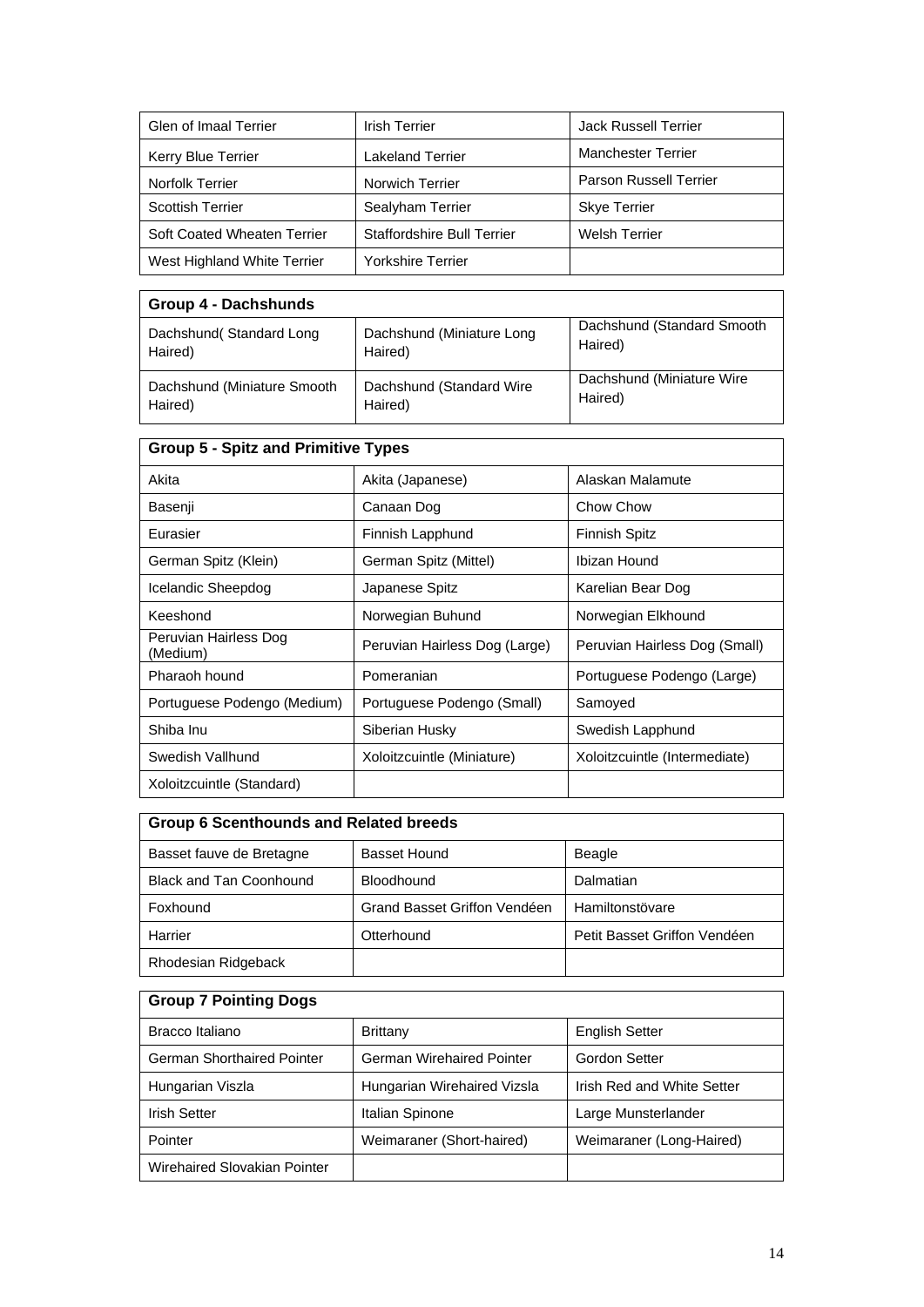| | | |
|---|---|---|
| Glen of Imaal Terrier | Irish Terrier | Jack Russell Terrier |
| Kerry Blue Terrier | Lakeland Terrier | Manchester Terrier |
| Norfolk Terrier | Norwich Terrier | Parson Russell Terrier |
| Scottish Terrier | Sealyham Terrier | Skye Terrier |
| Soft Coated Wheaten Terrier | Staffordshire Bull Terrier | Welsh Terrier |
| West Highland White Terrier | Yorkshire Terrier | |

| **Group 4 - Dachshunds** | | |
|---|---|---|
| Dachshund( Standard Long Haired) | Dachshund (Miniature Long Haired) | Dachshund (Standard Smooth Haired) |
| Dachshund (Miniature Smooth Haired) | Dachshund (Standard Wire Haired) | Dachshund (Miniature Wire Haired) |

| **Group 5 - Spitz and Primitive Types** | | |
|---|---|---|
| Akita | Akita (Japanese) | Alaskan Malamute |
| Basenji | Canaan Dog | Chow Chow |
| Eurasier | Finnish Lapphund | Finnish Spitz |
| German Spitz (Klein) | German Spitz (Mittel) | Ibizan Hound |
| Icelandic Sheepdog | Japanese Spitz | Karelian Bear Dog |
| Keeshond | Norwegian Buhund | Norwegian Elkhound |
| Peruvian Hairless Dog (Medium) | Peruvian Hairless Dog (Large) | Peruvian Hairless Dog (Small) |
| Pharaoh hound | Pomeranian | Portuguese Podengo (Large) |
| Portuguese Podengo (Medium) | Portuguese Podengo (Small) | Samoyed |
| Shiba Inu | Siberian Husky | Swedish Lapphund |
| Swedish Vallhund | Xoloitzcuintle (Miniature) | Xoloitzcuintle (Intermediate) |
| Xoloitzcuintle (Standard) | | |

| **Group 6 Scenthounds and Related breeds** | | |
|---|---|---|
| Basset fauve de Bretagne | Basset Hound | Beagle |
| Black and Tan Coonhound | Bloodhound | Dalmatian |
| Foxhound | Grand Basset Griffon Vendéen | Hamiltonstövare |
| Harrier | Otterhound | Petit Basset Griffon Vendéen |
| Rhodesian Ridgeback | | |

| **Group 7 Pointing Dogs** | | |
|---|---|---|
| Bracco Italiano | Brittany | English Setter |
| German Shorthaired Pointer | German Wirehaired Pointer | Gordon Setter |
| Hungarian Viszla | Hungarian Wirehaired Vizsla | Irish Red and White Setter |
| Irish Setter | Italian Spinone | Large Munsterlander |
| Pointer | Weimaraner (Short-haired) | Weimaraner (Long-Haired) |
| Wirehaired Slovakian Pointer | | |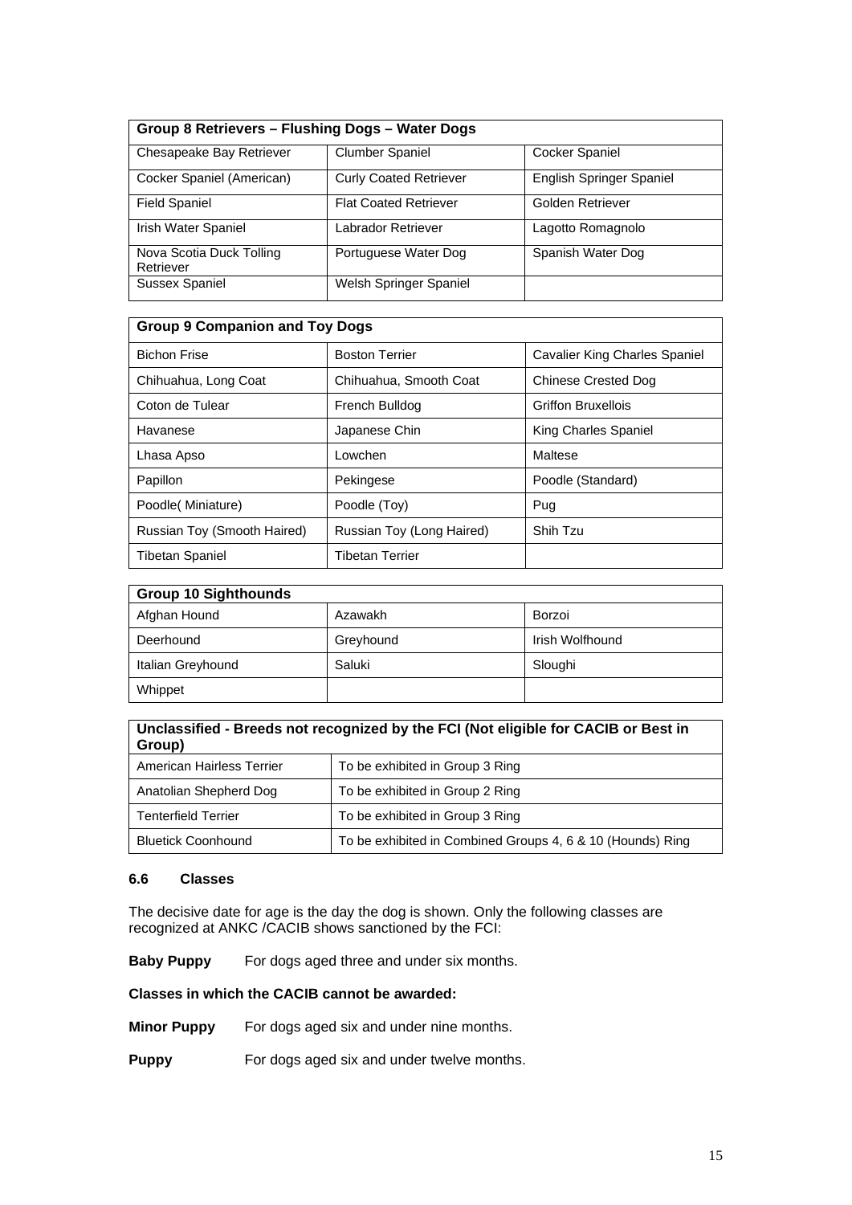| Group 8 Retrievers – Flushing Dogs – Water Dogs | | |
|---|---|---|
| Chesapeake Bay Retriever | Clumber Spaniel | Cocker Spaniel |
| Cocker Spaniel (American) | Curly Coated Retriever | English Springer Spaniel |
| Field Spaniel | Flat Coated Retriever | Golden Retriever |
| Irish Water Spaniel | Labrador Retriever | Lagotto Romagnolo |
| Nova Scotia Duck Tolling Retriever | Portuguese Water Dog | Spanish Water Dog |
| Sussex Spaniel | Welsh Springer Spaniel | |

| Group 9 Companion and Toy Dogs | | |
|---|---|---|
| Bichon Frise | Boston Terrier | Cavalier King Charles Spaniel |
| Chihuahua, Long Coat | Chihuahua, Smooth Coat | Chinese Crested Dog |
| Coton de Tulear | French Bulldog | Griffon Bruxellois |
| Havanese | Japanese Chin | King Charles Spaniel |
| Lhasa Apso | Lowchen | Maltese |
| Papillon | Pekingese | Poodle (Standard) |
| Poodle( Miniature) | Poodle (Toy) | Pug |
| Russian Toy (Smooth Haired) | Russian Toy (Long Haired) | Shih Tzu |
| Tibetan Spaniel | Tibetan Terrier | |

| Group 10 Sighthounds | | |
|---|---|---|
| Afghan Hound | Azawakh | Borzoi |
| Deerhound | Greyhound | Irish Wolfhound |
| Italian Greyhound | Saluki | Sloughi |
| Whippet | | |

| Unclassified - Breeds not recognized by the FCI (Not eligible for CACIB or Best in Group) | |
|---|---|
| American Hairless Terrier | To be exhibited in Group 3 Ring |
| Anatolian Shepherd Dog | To be exhibited in Group 2 Ring |
| Tenterfield Terrier | To be exhibited in Group 3 Ring |
| Bluetick Coonhound | To be exhibited in Combined Groups 4, 6 & 10 (Hounds) Ring |

### 6.6 Classes

The decisive date for age is the day the dog is shown. Only the following classes are recognized at ANKC /CACIB shows sanctioned by the FCI:

**Baby Puppy** For dogs aged three and under six months.

**Classes in which the CACIB cannot be awarded:**

**Minor Puppy** For dogs aged six and under nine months.

**Puppy** For dogs aged six and under twelve months.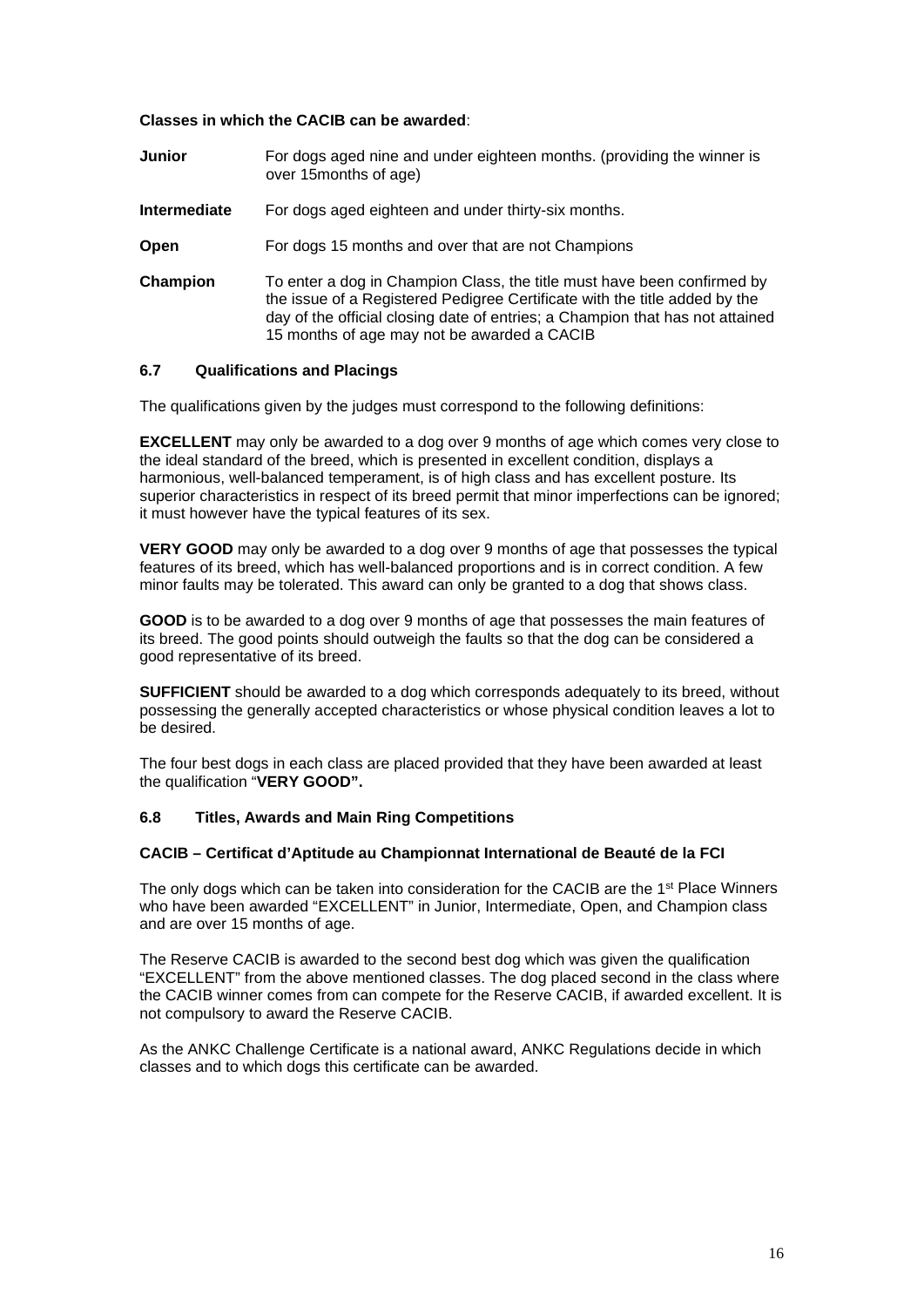**Classes in which the CACIB can be awarded**:

**Junior** For dogs aged nine and under eighteen months. (providing the winner is over 15months of age)

**Intermediate** For dogs aged eighteen and under thirty-six months.

**Open** For dogs 15 months and over that are not Champions

**Champion** To enter a dog in Champion Class, the title must have been confirmed by the issue of a Registered Pedigree Certificate with the title added by the day of the official closing date of entries; a Champion that has not attained 15 months of age may not be awarded a CACIB

### 6.7 Qualifications and Placings

The qualifications given by the judges must correspond to the following definitions:

**EXCELLENT** may only be awarded to a dog over 9 months of age which comes very close to the ideal standard of the breed, which is presented in excellent condition, displays a harmonious, well-balanced temperament, is of high class and has excellent posture. Its superior characteristics in respect of its breed permit that minor imperfections can be ignored; it must however have the typical features of its sex.

**VERY GOOD** may only be awarded to a dog over 9 months of age that possesses the typical features of its breed, which has well-balanced proportions and is in correct condition. A few minor faults may be tolerated. This award can only be granted to a dog that shows class.

**GOOD** is to be awarded to a dog over 9 months of age that possesses the main features of its breed. The good points should outweigh the faults so that the dog can be considered a good representative of its breed.

**SUFFICIENT** should be awarded to a dog which corresponds adequately to its breed, without possessing the generally accepted characteristics or whose physical condition leaves a lot to be desired.

The four best dogs in each class are placed provided that they have been awarded at least the qualification "**VERY GOOD".**

### 6.8 Titles, Awards and Main Ring Competitions

**CACIB – Certificat d'Aptitude au Championnat International de Beauté de la FCI**

The only dogs which can be taken into consideration for the CACIB are the 1st Place Winners who have been awarded "EXCELLENT" in Junior, Intermediate, Open, and Champion class and are over 15 months of age.

The Reserve CACIB is awarded to the second best dog which was given the qualification "EXCELLENT" from the above mentioned classes. The dog placed second in the class where the CACIB winner comes from can compete for the Reserve CACIB, if awarded excellent. It is not compulsory to award the Reserve CACIB.

As the ANKC Challenge Certificate is a national award, ANKC Regulations decide in which classes and to which dogs this certificate can be awarded.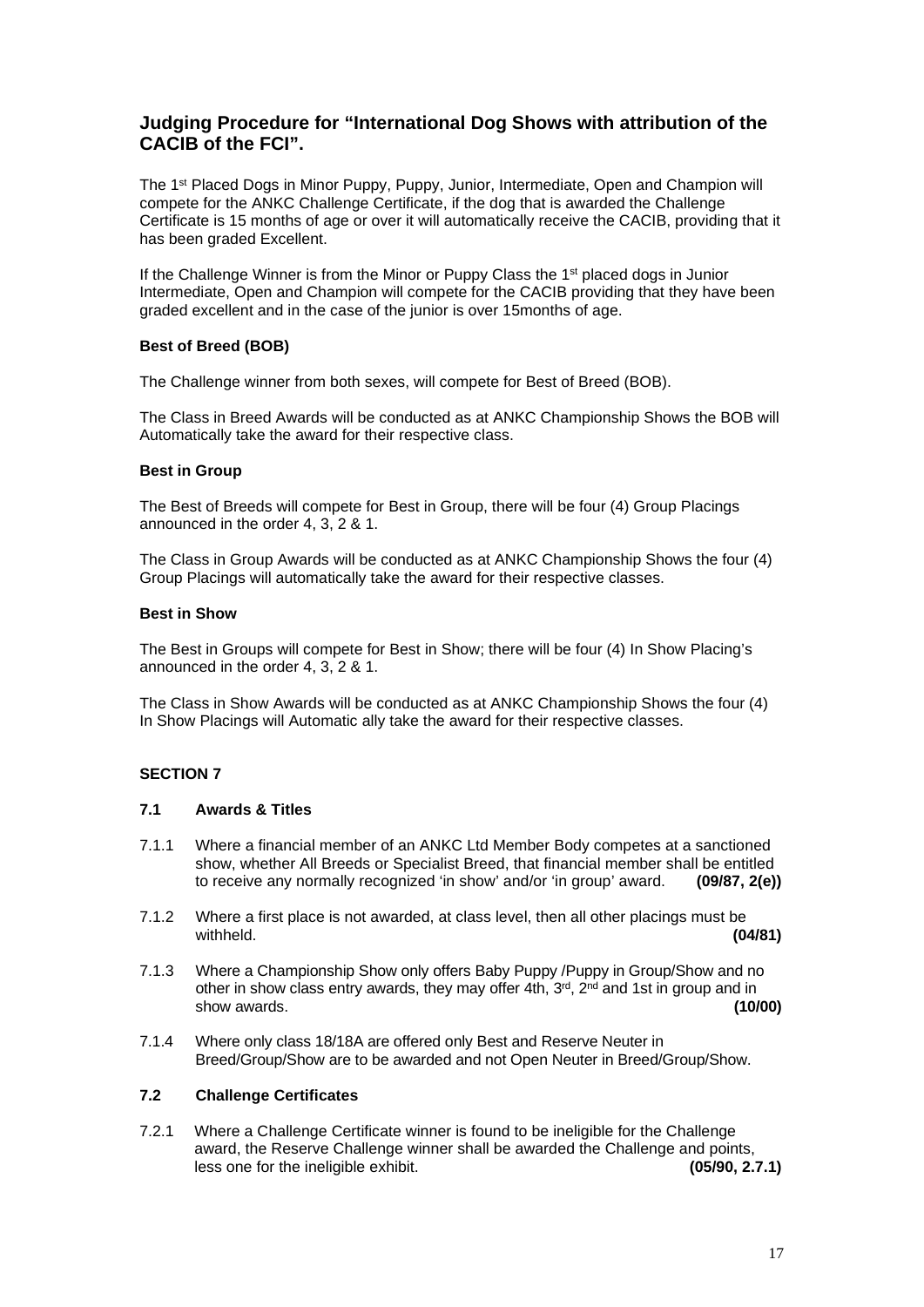## Judging Procedure for "International Dog Shows with attribution of the CACIB of the FCI".

The 1st Placed Dogs in Minor Puppy, Puppy, Junior, Intermediate, Open and Champion will compete for the ANKC Challenge Certificate, if the dog that is awarded the Challenge Certificate is 15 months of age or over it will automatically receive the CACIB, providing that it has been graded Excellent.

If the Challenge Winner is from the Minor or Puppy Class the 1st placed dogs in Junior Intermediate, Open and Champion will compete for the CACIB providing that they have been graded excellent and in the case of the junior is over 15months of age.

**Best of Breed (BOB)**

The Challenge winner from both sexes, will compete for Best of Breed (BOB).

The Class in Breed Awards will be conducted as at ANKC Championship Shows the BOB will Automatically take the award for their respective class.

**Best in Group**

The Best of Breeds will compete for Best in Group, there will be four (4) Group Placings announced in the order 4, 3, 2 & 1.

The Class in Group Awards will be conducted as at ANKC Championship Shows the four (4) Group Placings will automatically take the award for their respective classes.

**Best in Show**

The Best in Groups will compete for Best in Show; there will be four (4) In Show Placing's announced in the order 4, 3, 2 & 1.

The Class in Show Awards will be conducted as at ANKC Championship Shows the four (4) In Show Placings will Automatic ally take the award for their respective classes.

## SECTION 7

### 7.1 Awards & Titles

7.1.1 Where a financial member of an ANKC Ltd Member Body competes at a sanctioned show, whether All Breeds or Specialist Breed, that financial member shall be entitled to receive any normally recognized 'in show' and/or 'in group' award. **(09/87, 2(e))**

7.1.2 Where a first place is not awarded, at class level, then all other placings must be withheld. **(04/81)**

7.1.3 Where a Championship Show only offers Baby Puppy /Puppy in Group/Show and no other in show class entry awards, they may offer 4th, 3rd, 2nd and 1st in group and in show awards. **(10/00)**

7.1.4 Where only class 18/18A are offered only Best and Reserve Neuter in Breed/Group/Show are to be awarded and not Open Neuter in Breed/Group/Show.

### 7.2 Challenge Certificates

7.2.1 Where a Challenge Certificate winner is found to be ineligible for the Challenge award, the Reserve Challenge winner shall be awarded the Challenge and points, less one for the ineligible exhibit. **(05/90, 2.7.1)**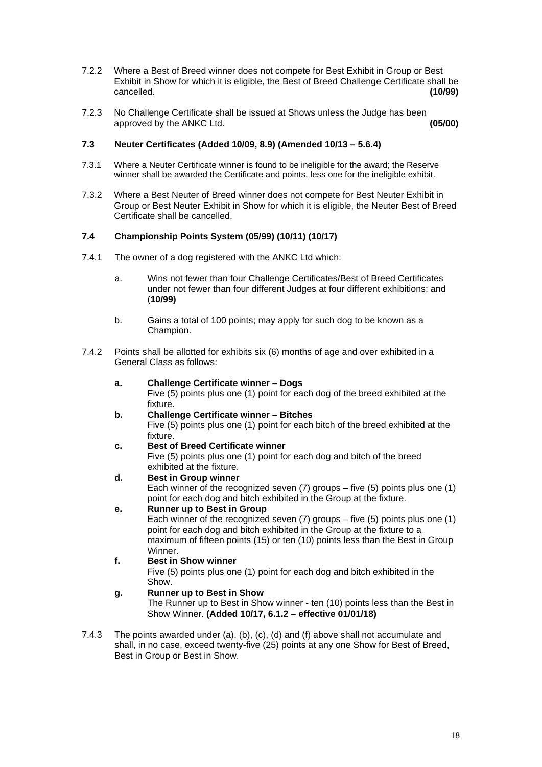7.2.2 Where a Best of Breed winner does not compete for Best Exhibit in Group or Best Exhibit in Show for which it is eligible, the Best of Breed Challenge Certificate shall be cancelled. **(10/99)**

7.2.3 No Challenge Certificate shall be issued at Shows unless the Judge has been approved by the ANKC Ltd. **(05/00)**

### 7.3 Neuter Certificates (Added 10/09, 8.9) (Amended 10/13 – 5.6.4)

7.3.1 Where a Neuter Certificate winner is found to be ineligible for the award; the Reserve winner shall be awarded the Certificate and points, less one for the ineligible exhibit.

7.3.2 Where a Best Neuter of Breed winner does not compete for Best Neuter Exhibit in Group or Best Neuter Exhibit in Show for which it is eligible, the Neuter Best of Breed Certificate shall be cancelled.

### 7.4 Championship Points System (05/99) (10/11) (10/17)

7.4.1 The owner of a dog registered with the ANKC Ltd which:

- a. Wins not fewer than four Challenge Certificates/Best of Breed Certificates under not fewer than four different Judges at four different exhibitions; and (**10/99)**
- b. Gains a total of 100 points; may apply for such dog to be known as a Champion.

7.4.2 Points shall be allotted for exhibits six (6) months of age and over exhibited in a General Class as follows:

- **a. Challenge Certificate winner – Dogs**
  Five (5) points plus one (1) point for each dog of the breed exhibited at the fixture.
- **b. Challenge Certificate winner – Bitches**
  Five (5) points plus one (1) point for each bitch of the breed exhibited at the fixture.
- **c. Best of Breed Certificate winner**
  Five (5) points plus one (1) point for each dog and bitch of the breed exhibited at the fixture.
- **d. Best in Group winner**
  Each winner of the recognized seven (7) groups – five (5) points plus one (1) point for each dog and bitch exhibited in the Group at the fixture.
- **e. Runner up to Best in Group**
  Each winner of the recognized seven (7) groups – five (5) points plus one (1) point for each dog and bitch exhibited in the Group at the fixture to a maximum of fifteen points (15) or ten (10) points less than the Best in Group Winner.
- **f. Best in Show winner**
  Five (5) points plus one (1) point for each dog and bitch exhibited in the Show.
- **g. Runner up to Best in Show**
  The Runner up to Best in Show winner - ten (10) points less than the Best in Show Winner. **(Added 10/17, 6.1.2 – effective 01/01/18)**

7.4.3 The points awarded under (a), (b), (c), (d) and (f) above shall not accumulate and shall, in no case, exceed twenty-five (25) points at any one Show for Best of Breed, Best in Group or Best in Show.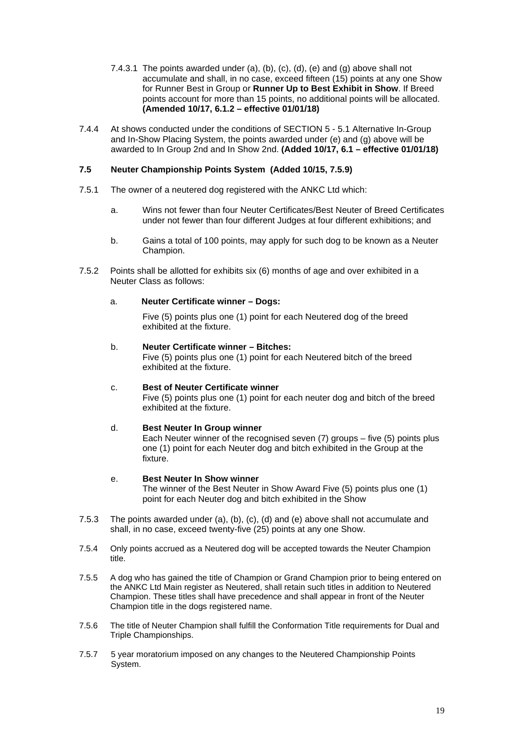7.4.3.1 The points awarded under (a), (b), (c), (d), (e) and (g) above shall not accumulate and shall, in no case, exceed fifteen (15) points at any one Show for Runner Best in Group or **Runner Up to Best Exhibit in Show**. If Breed points account for more than 15 points, no additional points will be allocated. **(Amended 10/17, 6.1.2 – effective 01/01/18)**

7.4.4 At shows conducted under the conditions of SECTION 5 - 5.1 Alternative In-Group and In-Show Placing System, the points awarded under (e) and (g) above will be awarded to In Group 2nd and In Show 2nd. **(Added 10/17, 6.1 – effective 01/01/18)**

### 7.5 Neuter Championship Points System (Added 10/15, 7.5.9)

7.5.1 The owner of a neutered dog registered with the ANKC Ltd which:

a. Wins not fewer than four Neuter Certificates/Best Neuter of Breed Certificates under not fewer than four different Judges at four different exhibitions; and

b. Gains a total of 100 points, may apply for such dog to be known as a Neuter Champion.

7.5.2 Points shall be allotted for exhibits six (6) months of age and over exhibited in a Neuter Class as follows:

a. **Neuter Certificate winner – Dogs:**
Five (5) points plus one (1) point for each Neutered dog of the breed exhibited at the fixture.

b. **Neuter Certificate winner – Bitches:**
Five (5) points plus one (1) point for each Neutered bitch of the breed exhibited at the fixture.

c. **Best of Neuter Certificate winner**
Five (5) points plus one (1) point for each neuter dog and bitch of the breed exhibited at the fixture.

d. **Best Neuter In Group winner**
Each Neuter winner of the recognised seven (7) groups – five (5) points plus one (1) point for each Neuter dog and bitch exhibited in the Group at the fixture.

e. **Best Neuter In Show winner**
The winner of the Best Neuter in Show Award Five (5) points plus one (1) point for each Neuter dog and bitch exhibited in the Show

7.5.3 The points awarded under (a), (b), (c), (d) and (e) above shall not accumulate and shall, in no case, exceed twenty-five (25) points at any one Show.

7.5.4 Only points accrued as a Neutered dog will be accepted towards the Neuter Champion title.

7.5.5 A dog who has gained the title of Champion or Grand Champion prior to being entered on the ANKC Ltd Main register as Neutered, shall retain such titles in addition to Neutered Champion. These titles shall have precedence and shall appear in front of the Neuter Champion title in the dogs registered name.

7.5.6 The title of Neuter Champion shall fulfill the Conformation Title requirements for Dual and Triple Championships.

7.5.7 5 year moratorium imposed on any changes to the Neutered Championship Points System.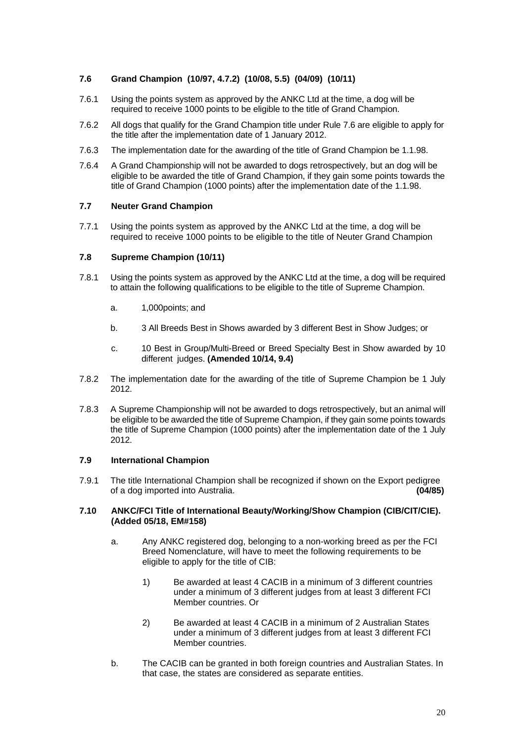### 7.6 Grand Champion (10/97, 4.7.2) (10/08, 5.5) (04/09) (10/11)

7.6.1 Using the points system as approved by the ANKC Ltd at the time, a dog will be required to receive 1000 points to be eligible to the title of Grand Champion.

7.6.2 All dogs that qualify for the Grand Champion title under Rule 7.6 are eligible to apply for the title after the implementation date of 1 January 2012.

7.6.3 The implementation date for the awarding of the title of Grand Champion be 1.1.98.

7.6.4 A Grand Championship will not be awarded to dogs retrospectively, but an dog will be eligible to be awarded the title of Grand Champion, if they gain some points towards the title of Grand Champion (1000 points) after the implementation date of the 1.1.98.

### 7.7 Neuter Grand Champion

7.7.1 Using the points system as approved by the ANKC Ltd at the time, a dog will be required to receive 1000 points to be eligible to the title of Neuter Grand Champion

### 7.8 Supreme Champion (10/11)

7.8.1 Using the points system as approved by the ANKC Ltd at the time, a dog will be required to attain the following qualifications to be eligible to the title of Supreme Champion.

- a. 1,000points; and
- b. 3 All Breeds Best in Shows awarded by 3 different Best in Show Judges; or
- c. 10 Best in Group/Multi-Breed or Breed Specialty Best in Show awarded by 10 different judges. **(Amended 10/14, 9.4)**

7.8.2 The implementation date for the awarding of the title of Supreme Champion be 1 July 2012.

7.8.3 A Supreme Championship will not be awarded to dogs retrospectively, but an animal will be eligible to be awarded the title of Supreme Champion, if they gain some points towards the title of Supreme Champion (1000 points) after the implementation date of the 1 July 2012.

### 7.9 International Champion

7.9.1 The title International Champion shall be recognized if shown on the Export pedigree of a dog imported into Australia. **(04/85)**

### 7.10 ANKC/FCI Title of International Beauty/Working/Show Champion (CIB/CIT/CIE). (Added 05/18, EM#158)

a. Any ANKC registered dog, belonging to a non-working breed as per the FCI Breed Nomenclature, will have to meet the following requirements to be eligible to apply for the title of CIB:

1) Be awarded at least 4 CACIB in a minimum of 3 different countries under a minimum of 3 different judges from at least 3 different FCI Member countries. Or

2) Be awarded at least 4 CACIB in a minimum of 2 Australian States under a minimum of 3 different judges from at least 3 different FCI Member countries.

b. The CACIB can be granted in both foreign countries and Australian States. In that case, the states are considered as separate entities.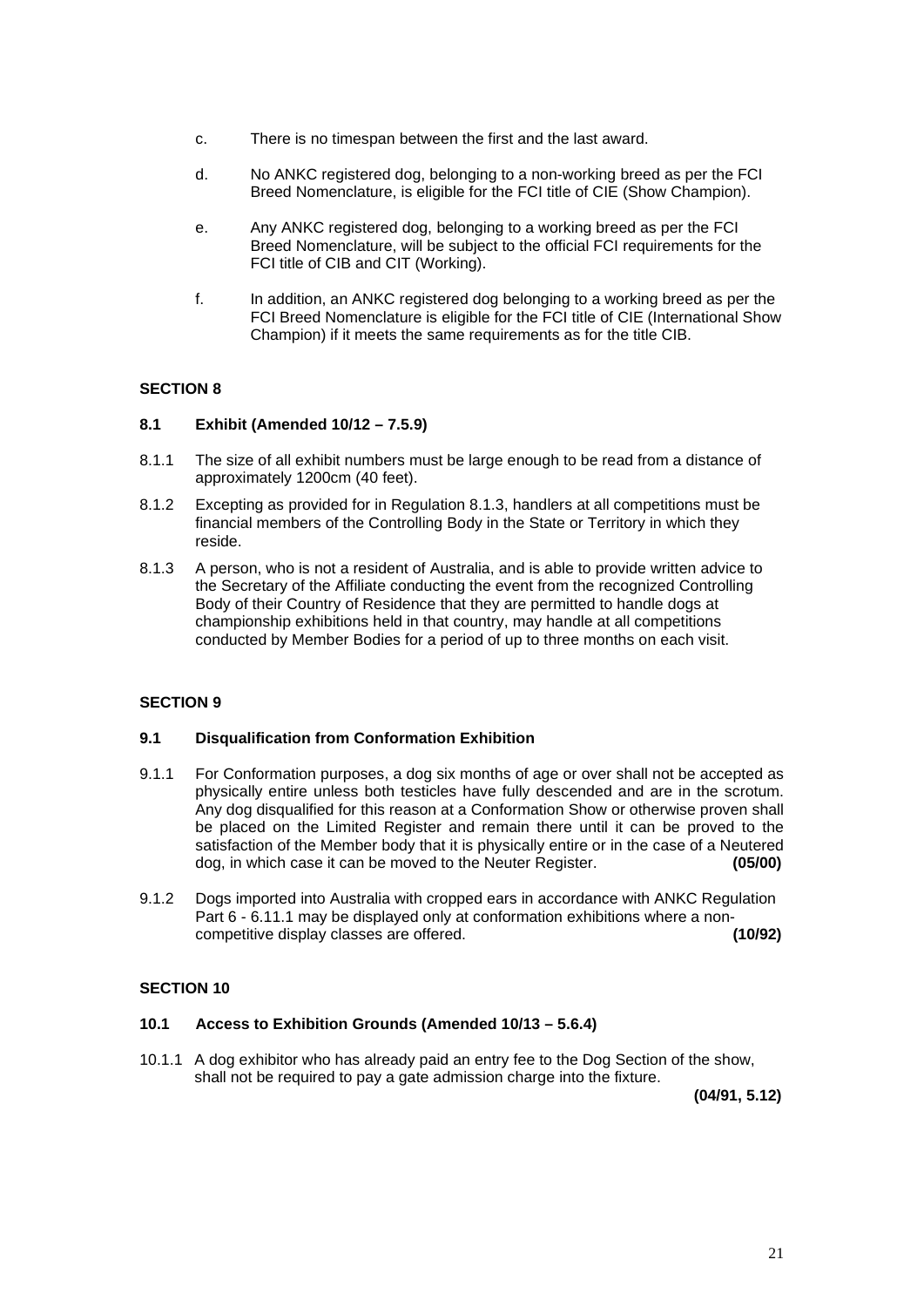c. There is no timespan between the first and the last award.

d. No ANKC registered dog, belonging to a non-working breed as per the FCI Breed Nomenclature, is eligible for the FCI title of CIE (Show Champion).

e. Any ANKC registered dog, belonging to a working breed as per the FCI Breed Nomenclature, will be subject to the official FCI requirements for the FCI title of CIB and CIT (Working).

f. In addition, an ANKC registered dog belonging to a working breed as per the FCI Breed Nomenclature is eligible for the FCI title of CIE (International Show Champion) if it meets the same requirements as for the title CIB.

## SECTION 8

### 8.1 Exhibit (Amended 10/12 – 7.5.9)

8.1.1 The size of all exhibit numbers must be large enough to be read from a distance of approximately 1200cm (40 feet).

8.1.2 Excepting as provided for in Regulation 8.1.3, handlers at all competitions must be financial members of the Controlling Body in the State or Territory in which they reside.

8.1.3 A person, who is not a resident of Australia, and is able to provide written advice to the Secretary of the Affiliate conducting the event from the recognized Controlling Body of their Country of Residence that they are permitted to handle dogs at championship exhibitions held in that country, may handle at all competitions conducted by Member Bodies for a period of up to three months on each visit.

## SECTION 9

### 9.1 Disqualification from Conformation Exhibition

9.1.1 For Conformation purposes, a dog six months of age or over shall not be accepted as physically entire unless both testicles have fully descended and are in the scrotum. Any dog disqualified for this reason at a Conformation Show or otherwise proven shall be placed on the Limited Register and remain there until it can be proved to the satisfaction of the Member body that it is physically entire or in the case of a Neutered dog, in which case it can be moved to the Neuter Register. **(05/00)**

9.1.2 Dogs imported into Australia with cropped ears in accordance with ANKC Regulation Part 6 - 6.11.1 may be displayed only at conformation exhibitions where a non-competitive display classes are offered. **(10/92)**

## SECTION 10

### 10.1 Access to Exhibition Grounds (Amended 10/13 – 5.6.4)

10.1.1 A dog exhibitor who has already paid an entry fee to the Dog Section of the show, shall not be required to pay a gate admission charge into the fixture.

**(04/91, 5.12)**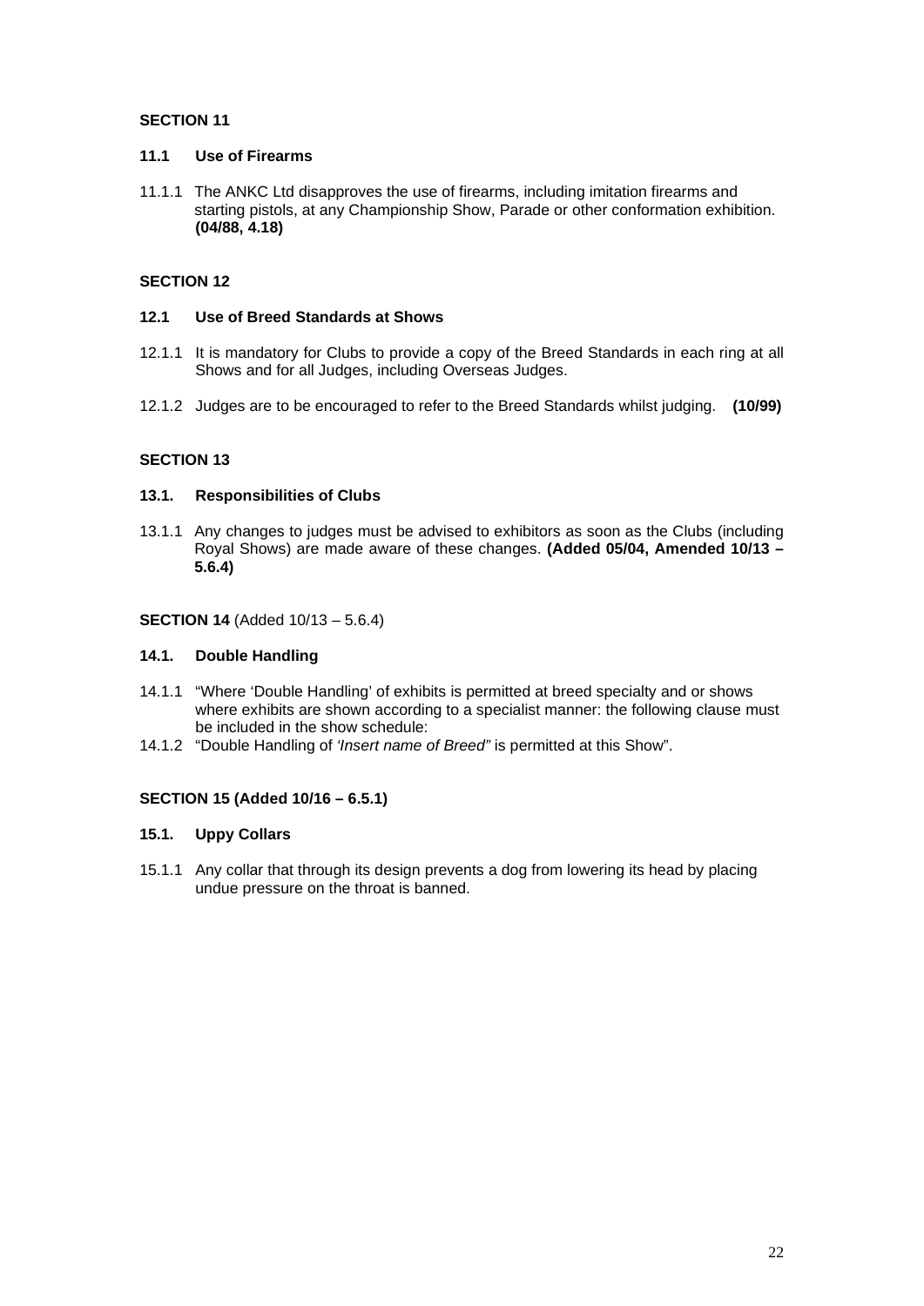**SECTION 11**

**11.1 Use of Firearms**

11.1.1 The ANKC Ltd disapproves the use of firearms, including imitation firearms and starting pistols, at any Championship Show, Parade or other conformation exhibition. **(04/88, 4.18)**

**SECTION 12**

**12.1 Use of Breed Standards at Shows**

12.1.1 It is mandatory for Clubs to provide a copy of the Breed Standards in each ring at all Shows and for all Judges, including Overseas Judges.

12.1.2 Judges are to be encouraged to refer to the Breed Standards whilst judging. **(10/99)**

**SECTION 13**

**13.1. Responsibilities of Clubs**

13.1.1 Any changes to judges must be advised to exhibitors as soon as the Clubs (including Royal Shows) are made aware of these changes. **(Added 05/04, Amended 10/13 – 5.6.4)**

**SECTION 14** (Added 10/13 – 5.6.4)

**14.1. Double Handling**

14.1.1 "Where 'Double Handling' of exhibits is permitted at breed specialty and or shows where exhibits are shown according to a specialist manner: the following clause must be included in the show schedule:

14.1.2 "Double Handling of *'Insert name of Breed"* is permitted at this Show".

**SECTION 15 (Added 10/16 – 6.5.1)**

**15.1. Uppy Collars**

15.1.1 Any collar that through its design prevents a dog from lowering its head by placing undue pressure on the throat is banned.